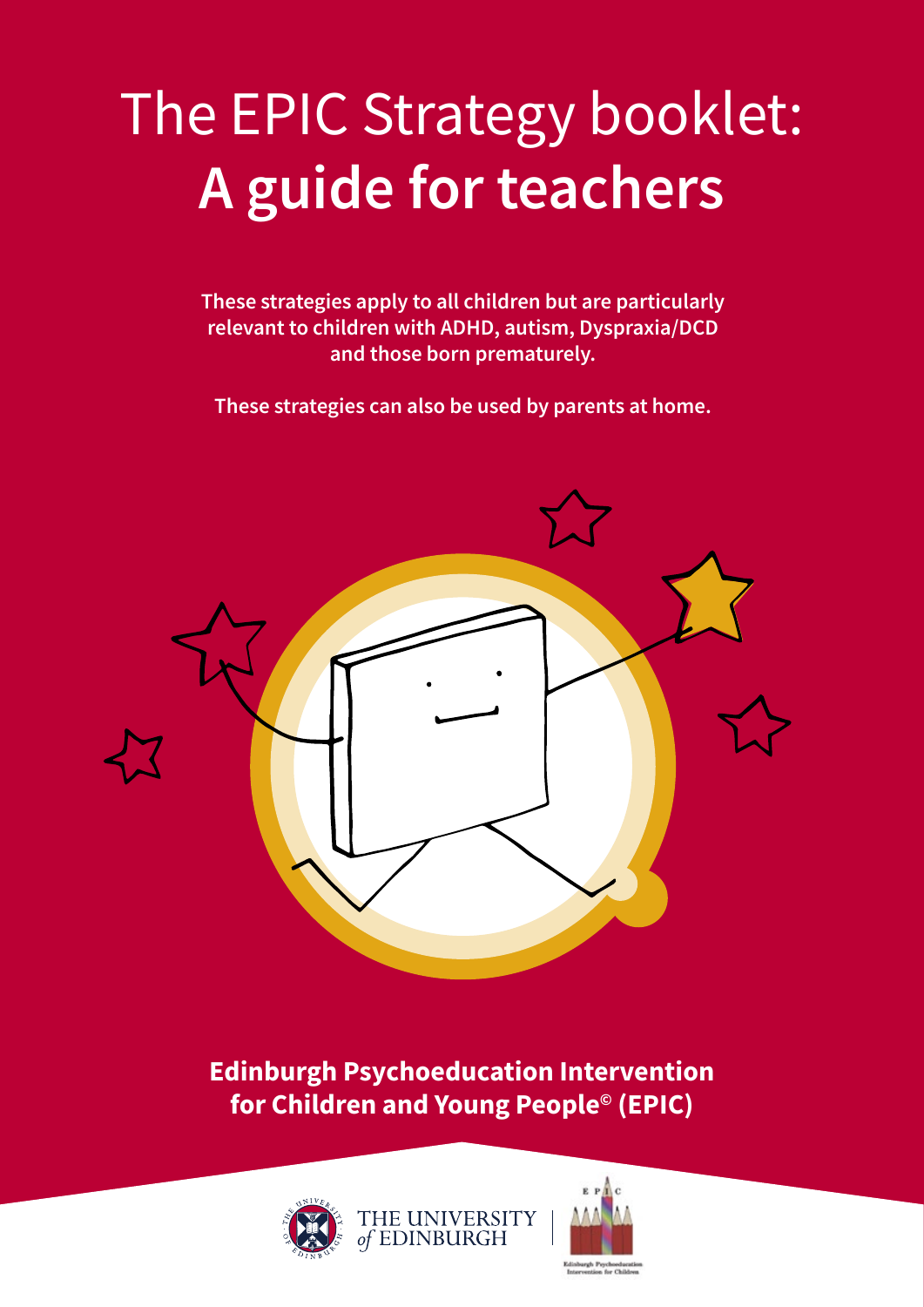# The EPIC Strategy booklet: **A guide for teachers**

**These strategies apply to all children but are particularly relevant to children with ADHD, autism, Dyspraxia/DCD and those born prematurely.**

**These strategies can also be used by parents at home.**

**Edinburgh Psychoeducation Intervention for Children and Young People© (EPIC)**

THE UNIVERSITY of EDINBURGH

E P I C

Edinburgh Psychoeducation Intervention for Children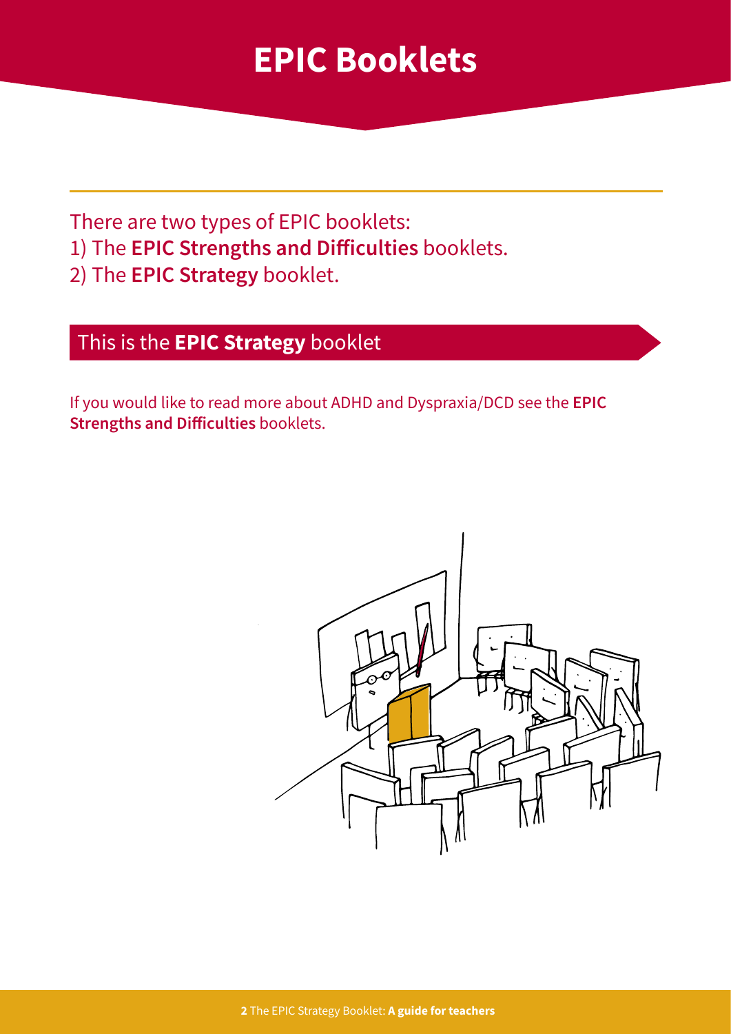# EPIC Booklets

There are two types of EPIC booklets:
1) The **EPIC Strengths and Difficulties** booklets.
2) The **EPIC Strategy** booklet.

## This is the **EPIC Strategy** booklet

If you would like to read more about ADHD and Dyspraxia/DCD see the **EPIC Strengths and Difficulties** booklets.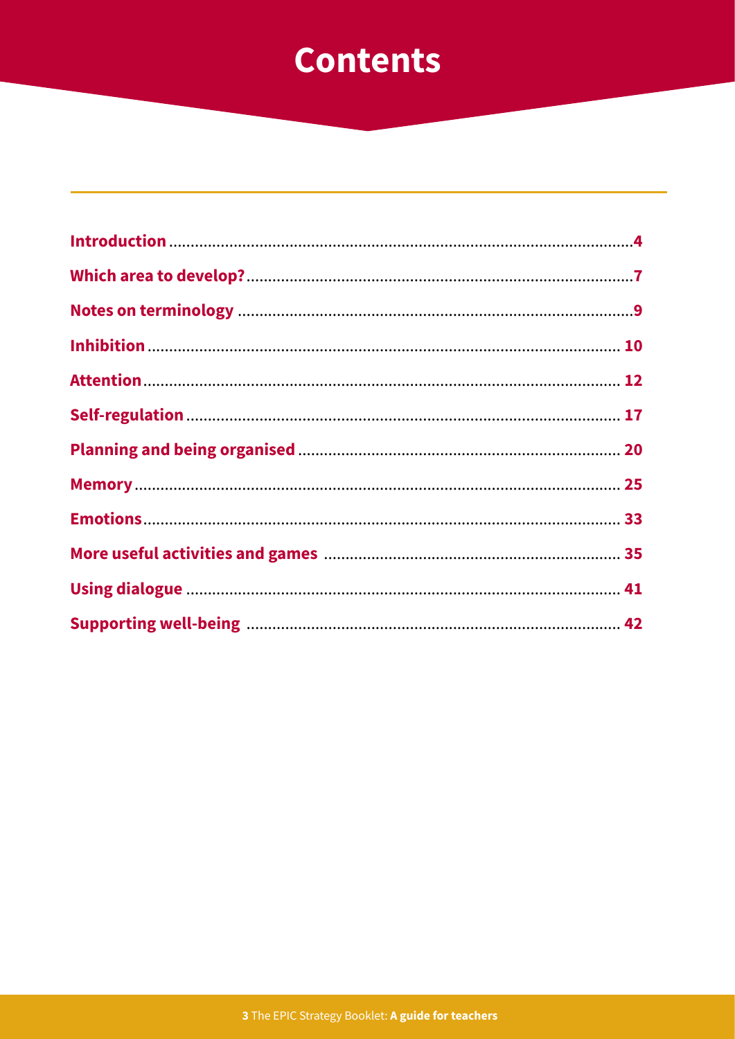# Contents

| | |
|---|---|
| **Introduction** | **4** |
| **Which area to develop?** | **7** |
| **Notes on terminology** | **9** |
| **Inhibition** | **10** |
| **Attention** | **12** |
| **Self-regulation** | **17** |
| **Planning and being organised** | **20** |
| **Memory** | **25** |
| **Emotions** | **33** |
| **More useful activities and games** | **35** |
| **Using dialogue** | **41** |
| **Supporting well-being** | **42** |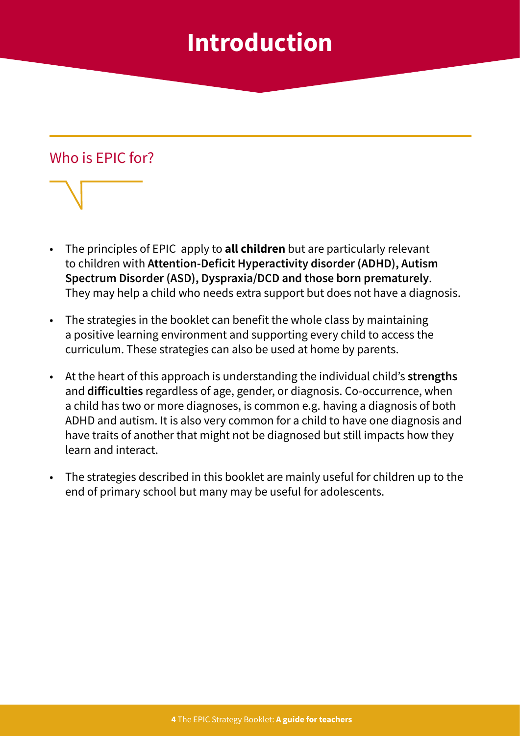# Introduction

## Who is EPIC for?

- The principles of EPIC apply to **all children** but are particularly relevant to children with **Attention-Deficit Hyperactivity disorder (ADHD), Autism Spectrum Disorder (ASD), Dyspraxia/DCD and those born prematurely**. They may help a child who needs extra support but does not have a diagnosis.
- The strategies in the booklet can benefit the whole class by maintaining a positive learning environment and supporting every child to access the curriculum. These strategies can also be used at home by parents.
- At the heart of this approach is understanding the individual child's **strengths** and **difficulties** regardless of age, gender, or diagnosis. Co-occurrence, when a child has two or more diagnoses, is common e.g. having a diagnosis of both ADHD and autism. It is also very common for a child to have one diagnosis and have traits of another that might not be diagnosed but still impacts how they learn and interact.
- The strategies described in this booklet are mainly useful for children up to the end of primary school but many may be useful for adolescents.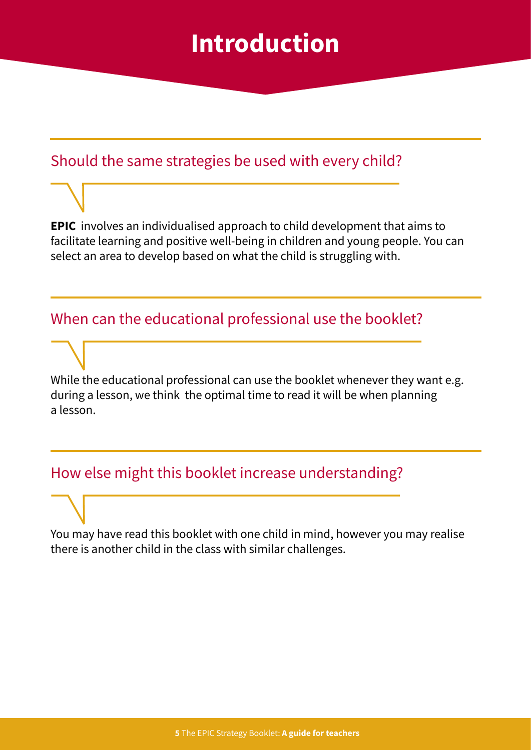# Introduction

## Should the same strategies be used with every child?

**EPIC** involves an individualised approach to child development that aims to facilitate learning and positive well-being in children and young people. You can select an area to develop based on what the child is struggling with.

## When can the educational professional use the booklet?

While the educational professional can use the booklet whenever they want e.g. during a lesson, we think the optimal time to read it will be when planning a lesson.

## How else might this booklet increase understanding?

You may have read this booklet with one child in mind, however you may realise there is another child in the class with similar challenges.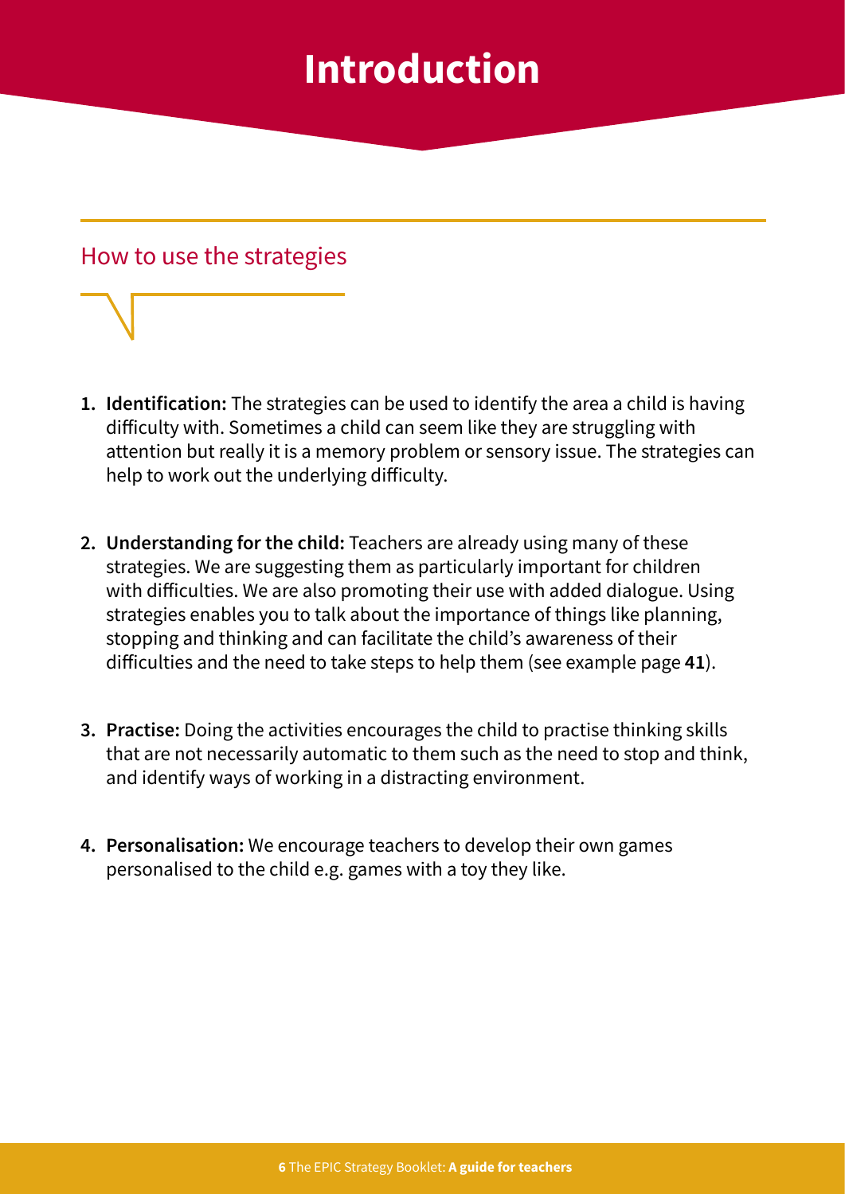# Introduction

## How to use the strategies

1. **Identification:** The strategies can be used to identify the area a child is having difficulty with. Sometimes a child can seem like they are struggling with attention but really it is a memory problem or sensory issue. The strategies can help to work out the underlying difficulty.

2. **Understanding for the child:** Teachers are already using many of these strategies. We are suggesting them as particularly important for children with difficulties. We are also promoting their use with added dialogue. Using strategies enables you to talk about the importance of things like planning, stopping and thinking and can facilitate the child's awareness of their difficulties and the need to take steps to help them (see example page **41**).

3. **Practise:** Doing the activities encourages the child to practise thinking skills that are not necessarily automatic to them such as the need to stop and think, and identify ways of working in a distracting environment.

4. **Personalisation:** We encourage teachers to develop their own games personalised to the child e.g. games with a toy they like.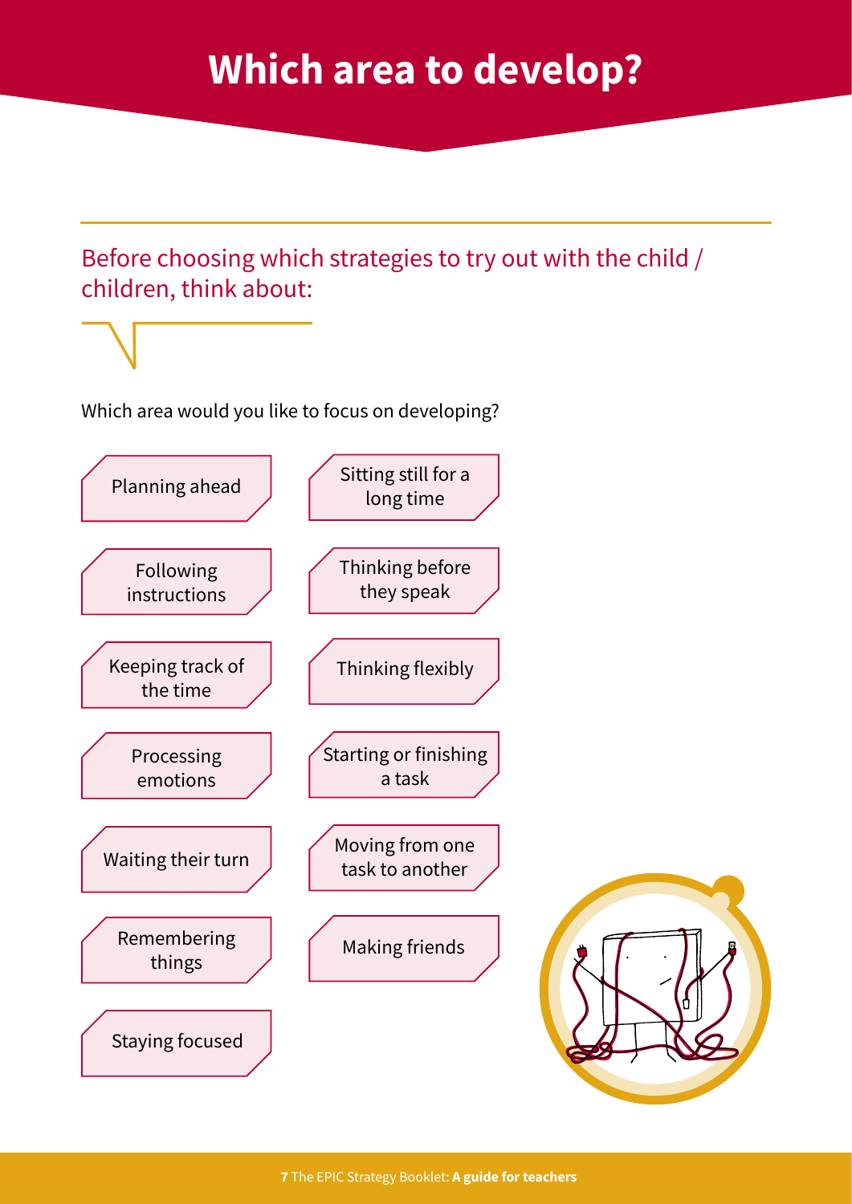# Which area to develop?

Before choosing which strategies to try out with the child / children, think about:

Which area would you like to focus on developing?

- Planning ahead
- Sitting still for a long time
- Following instructions
- Thinking before they speak
- Keeping track of the time
- Thinking flexibly
- Processing emotions
- Starting or finishing a task
- Waiting their turn
- Moving from one task to another
- Remembering things
- Making friends
- Staying focused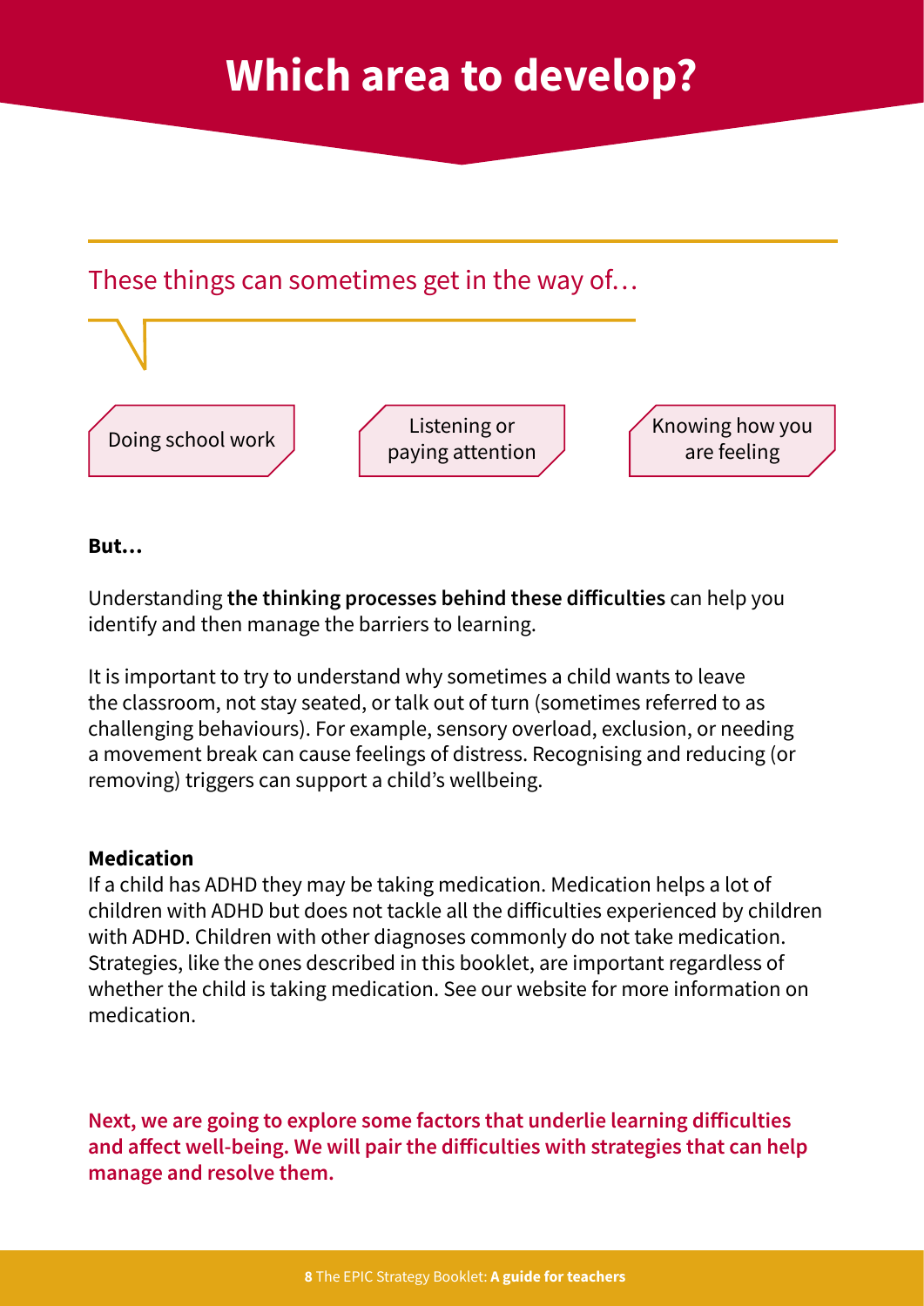# Which area to develop?

These things can sometimes get in the way of…

- Doing school work
- Listening or paying attention
- Knowing how you are feeling

**But…**

Understanding **the thinking processes behind these difficulties** can help you identify and then manage the barriers to learning.

It is important to try to understand why sometimes a child wants to leave the classroom, not stay seated, or talk out of turn (sometimes referred to as challenging behaviours). For example, sensory overload, exclusion, or needing a movement break can cause feelings of distress. Recognising and reducing (or removing) triggers can support a child's wellbeing.

**Medication**
If a child has ADHD they may be taking medication. Medication helps a lot of children with ADHD but does not tackle all the difficulties experienced by children with ADHD. Children with other diagnoses commonly do not take medication. Strategies, like the ones described in this booklet, are important regardless of whether the child is taking medication. See our website for more information on medication.

**Next, we are going to explore some factors that underlie learning difficulties and affect well-being. We will pair the difficulties with strategies that can help manage and resolve them.**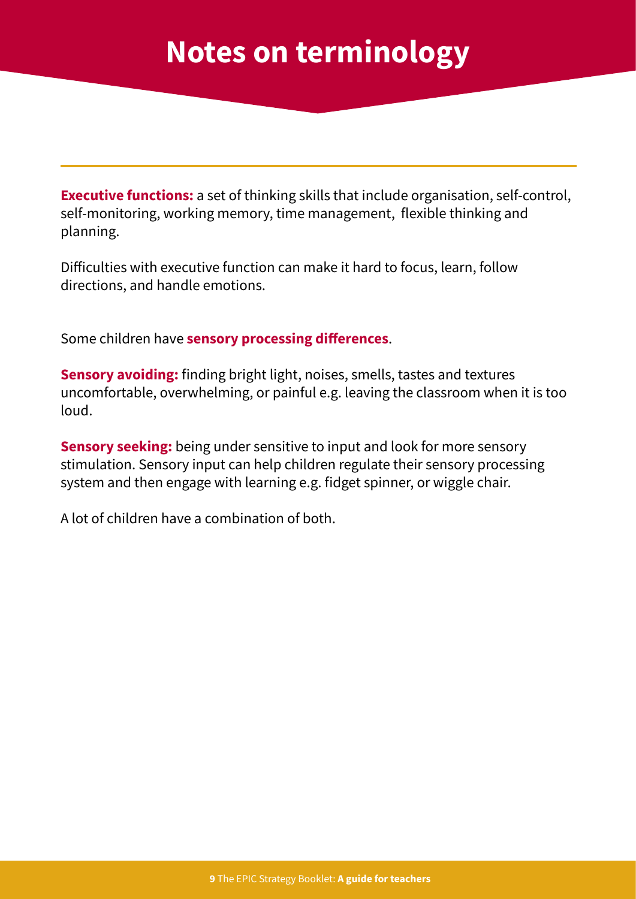# Notes on terminology

**Executive functions:** a set of thinking skills that include organisation, self-control, self-monitoring, working memory, time management, flexible thinking and planning.

Difficulties with executive function can make it hard to focus, learn, follow directions, and handle emotions.

Some children have **sensory processing differences**.

**Sensory avoiding:** finding bright light, noises, smells, tastes and textures uncomfortable, overwhelming, or painful e.g. leaving the classroom when it is too loud.

**Sensory seeking:** being under sensitive to input and look for more sensory stimulation. Sensory input can help children regulate their sensory processing system and then engage with learning e.g. fidget spinner, or wiggle chair.

A lot of children have a combination of both.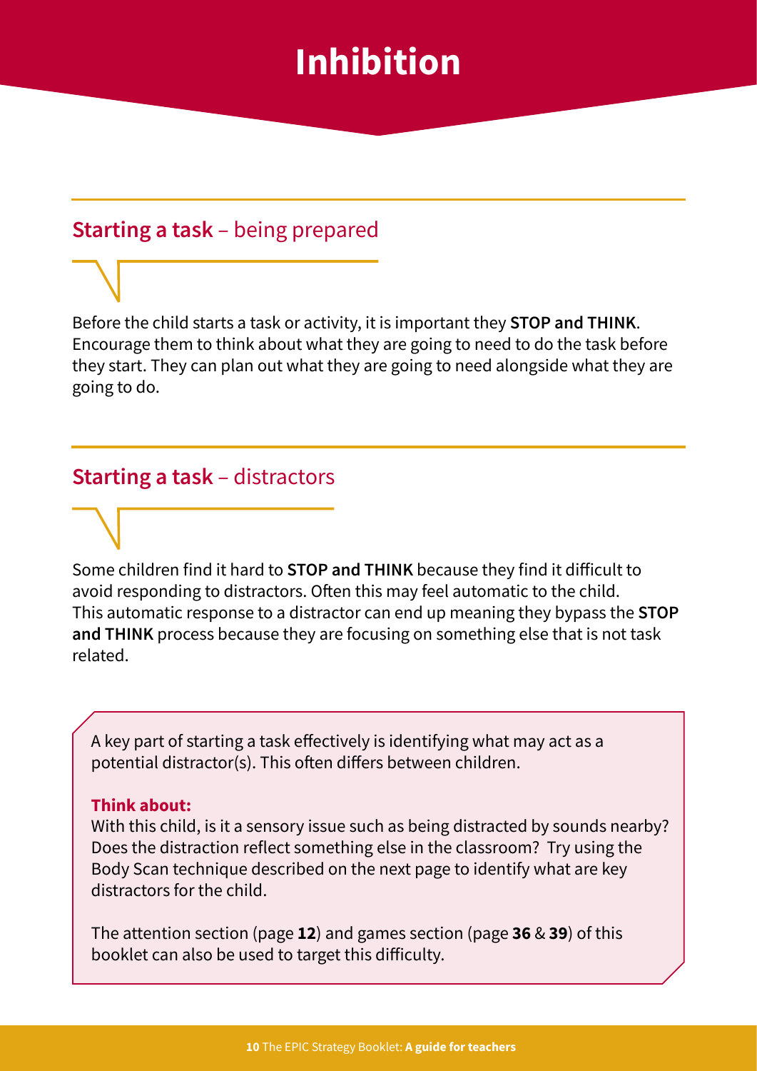# Inhibition

## **Starting a task** – being prepared

Before the child starts a task or activity, it is important they **STOP and THINK**. Encourage them to think about what they are going to need to do the task before they start. They can plan out what they are going to need alongside what they are going to do.

## **Starting a task** – distractors

Some children find it hard to **STOP and THINK** because they find it difficult to avoid responding to distractors. Often this may feel automatic to the child. This automatic response to a distractor can end up meaning they bypass the **STOP and THINK** process because they are focusing on something else that is not task related.

A key part of starting a task effectively is identifying what may act as a potential distractor(s). This often differs between children.

**Think about:**
With this child, is it a sensory issue such as being distracted by sounds nearby? Does the distraction reflect something else in the classroom? Try using the Body Scan technique described on the next page to identify what are key distractors for the child.

The attention section (page **12**) and games section (page **36** & **39**) of this booklet can also be used to target this difficulty.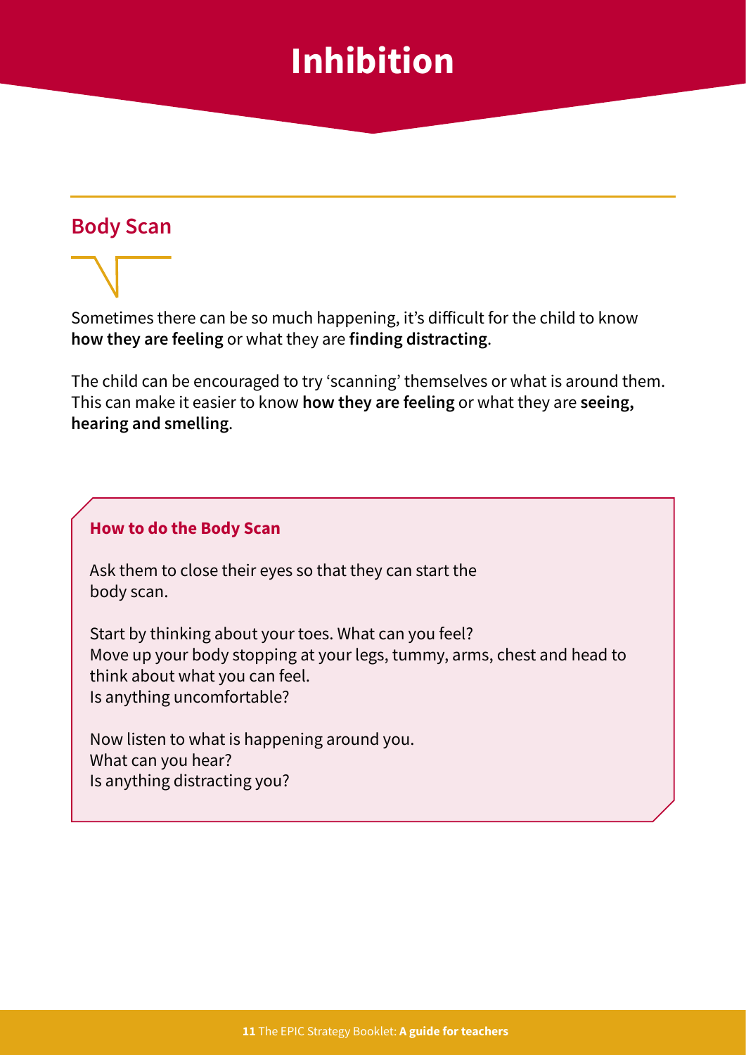# Inhibition

## Body Scan

Sometimes there can be so much happening, it's difficult for the child to know **how they are feeling** or what they are **finding distracting**.

The child can be encouraged to try 'scanning' themselves or what is around them. This can make it easier to know **how they are feeling** or what they are **seeing, hearing and smelling**.

### How to do the Body Scan

Ask them to close their eyes so that they can start the body scan.

Start by thinking about your toes. What can you feel?
Move up your body stopping at your legs, tummy, arms, chest and head to think about what you can feel.
Is anything uncomfortable?

Now listen to what is happening around you.
What can you hear?
Is anything distracting you?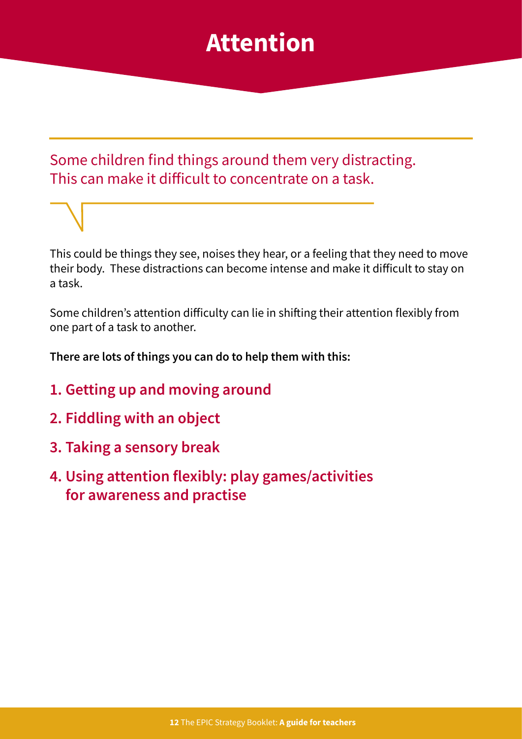# Attention

Some children find things around them very distracting. This can make it difficult to concentrate on a task.

This could be things they see, noises they hear, or a feeling that they need to move their body. These distractions can become intense and make it difficult to stay on a task.

Some children's attention difficulty can lie in shifting their attention flexibly from one part of a task to another.

**There are lots of things you can do to help them with this:**

1. **Getting up and moving around**
2. **Fiddling with an object**
3. **Taking a sensory break**
4. **Using attention flexibly: play games/activities for awareness and practise**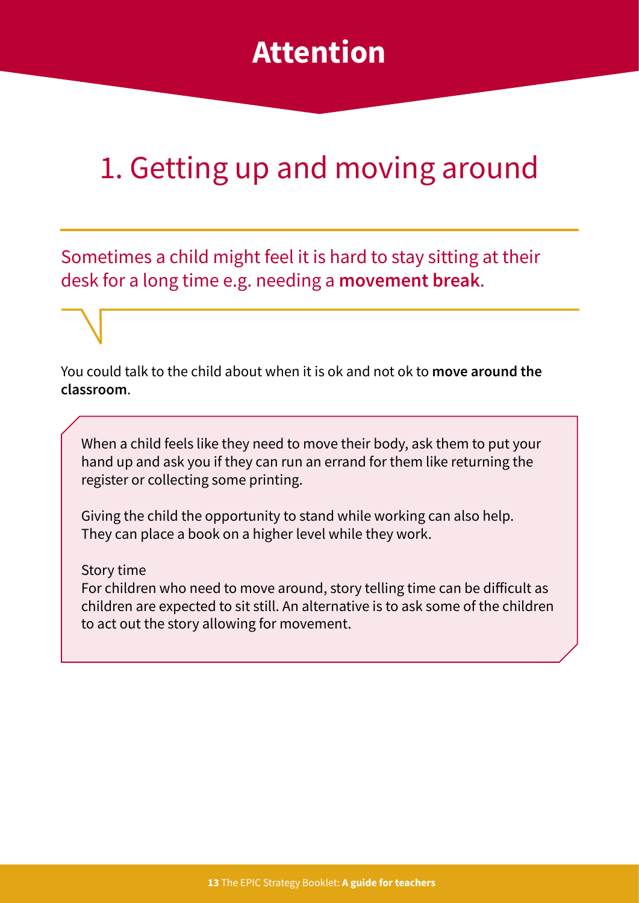# Attention

## 1. Getting up and moving around

Sometimes a child might feel it is hard to stay sitting at their desk for a long time e.g. needing a **movement break**.

You could talk to the child about when it is ok and not ok to **move around the classroom**.

When a child feels like they need to move their body, ask them to put your hand up and ask you if they can run an errand for them like returning the register or collecting some printing.

Giving the child the opportunity to stand while working can also help. They can place a book on a higher level while they work.

Story time
For children who need to move around, story telling time can be difficult as children are expected to sit still. An alternative is to ask some of the children to act out the story allowing for movement.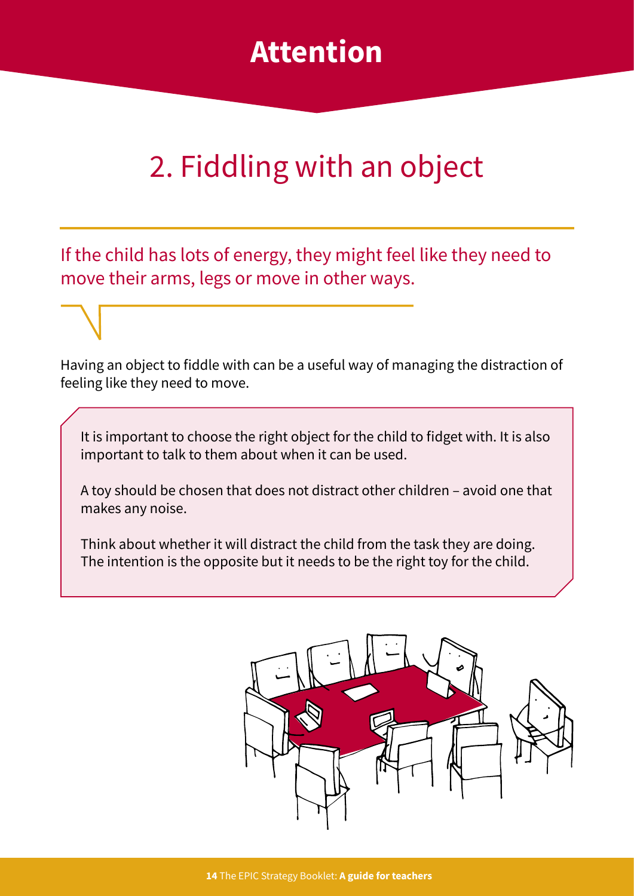# Attention

## 2. Fiddling with an object

If the child has lots of energy, they might feel like they need to move their arms, legs or move in other ways.

Having an object to fiddle with can be a useful way of managing the distraction of feeling like they need to move.

It is important to choose the right object for the child to fidget with. It is also important to talk to them about when it can be used.

A toy should be chosen that does not distract other children – avoid one that makes any noise.

Think about whether it will distract the child from the task they are doing. The intention is the opposite but it needs to be the right toy for the child.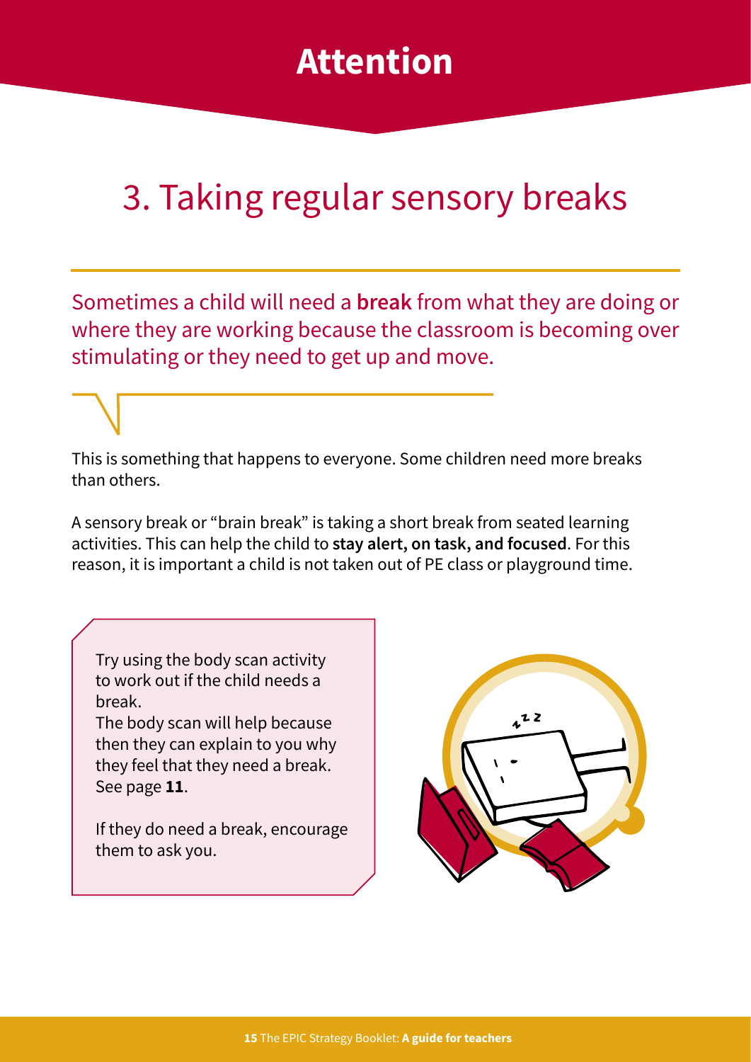# Attention

## 3. Taking regular sensory breaks

Sometimes a child will need a **break** from what they are doing or where they are working because the classroom is becoming over stimulating or they need to get up and move.

This is something that happens to everyone. Some children need more breaks than others.

A sensory break or "brain break" is taking a short break from seated learning activities. This can help the child to **stay alert, on task, and focused**. For this reason, it is important a child is not taken out of PE class or playground time.

Try using the body scan activity to work out if the child needs a break.
The body scan will help because then they can explain to you why they feel that they need a break. See page **11**.

If they do need a break, encourage them to ask you.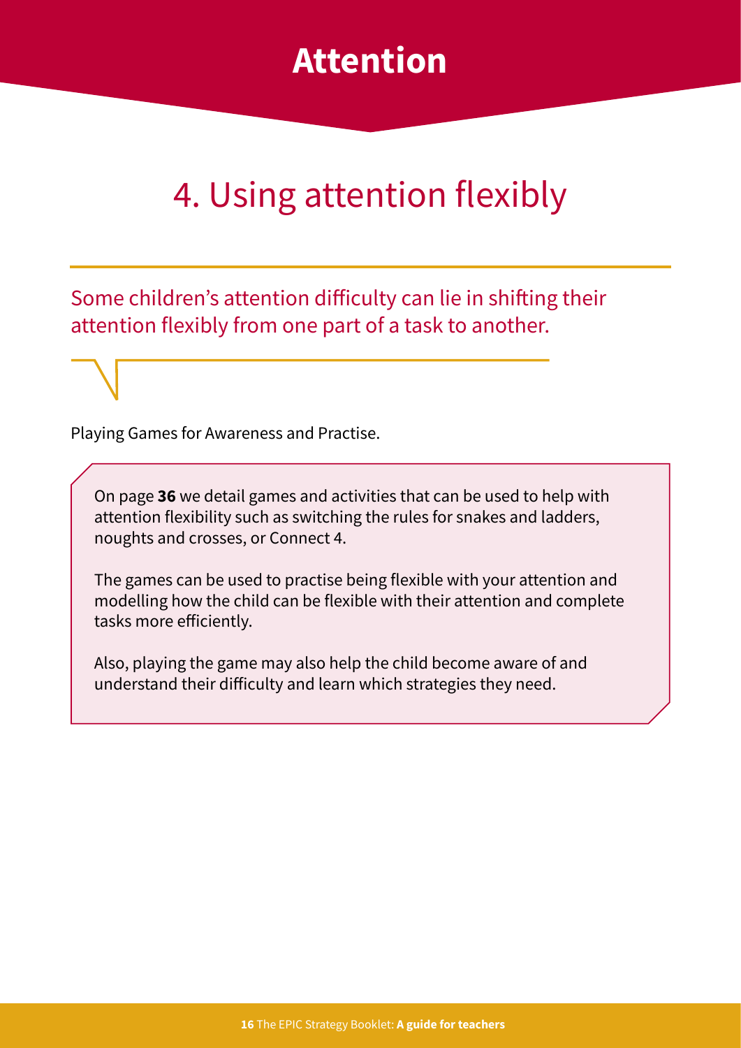# Attention

## 4. Using attention flexibly

Some children's attention difficulty can lie in shifting their attention flexibly from one part of a task to another.

Playing Games for Awareness and Practise.

On page **36** we detail games and activities that can be used to help with attention flexibility such as switching the rules for snakes and ladders, noughts and crosses, or Connect 4.

The games can be used to practise being flexible with your attention and modelling how the child can be flexible with their attention and complete tasks more efficiently.

Also, playing the game may also help the child become aware of and understand their difficulty and learn which strategies they need.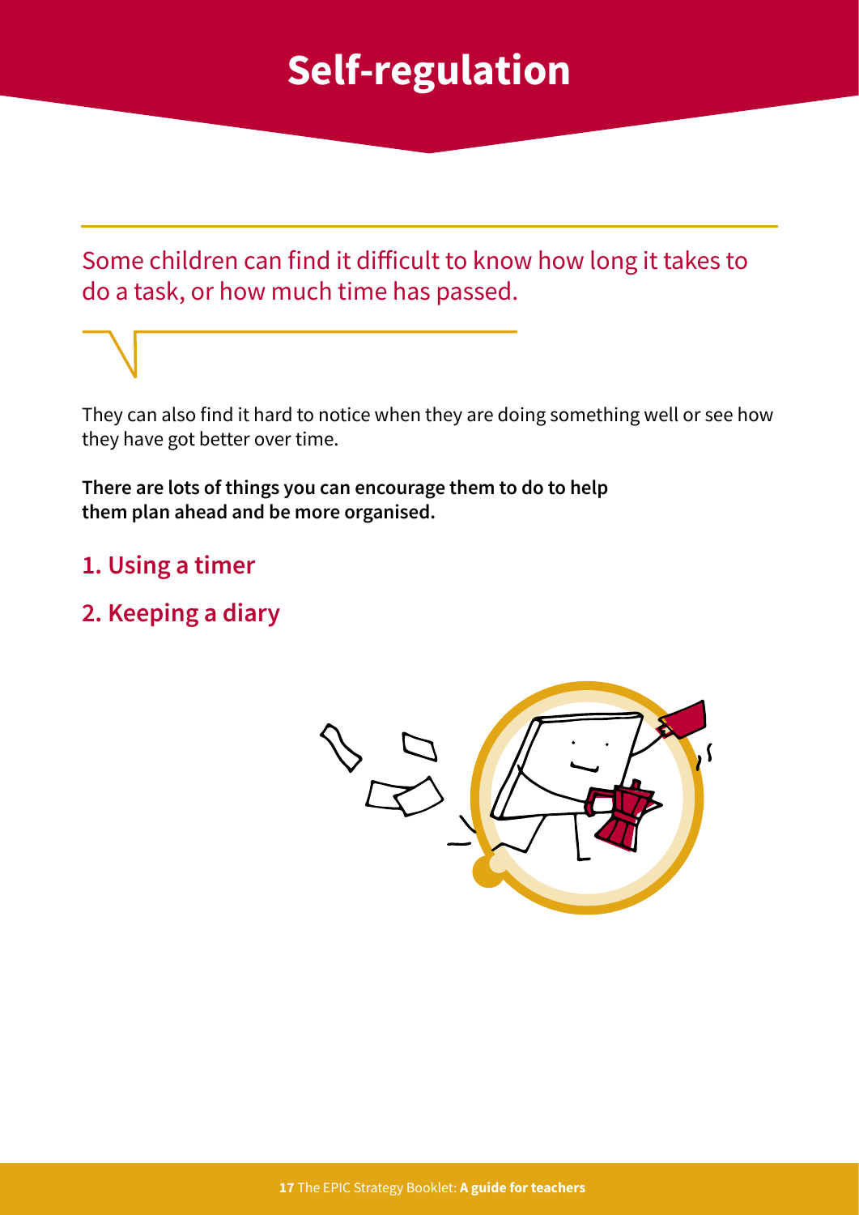# Self-regulation

Some children can find it difficult to know how long it takes to do a task, or how much time has passed.

They can also find it hard to notice when they are doing something well or see how they have got better over time.

**There are lots of things you can encourage them to do to help them plan ahead and be more organised.**

## 1. Using a timer

## 2. Keeping a diary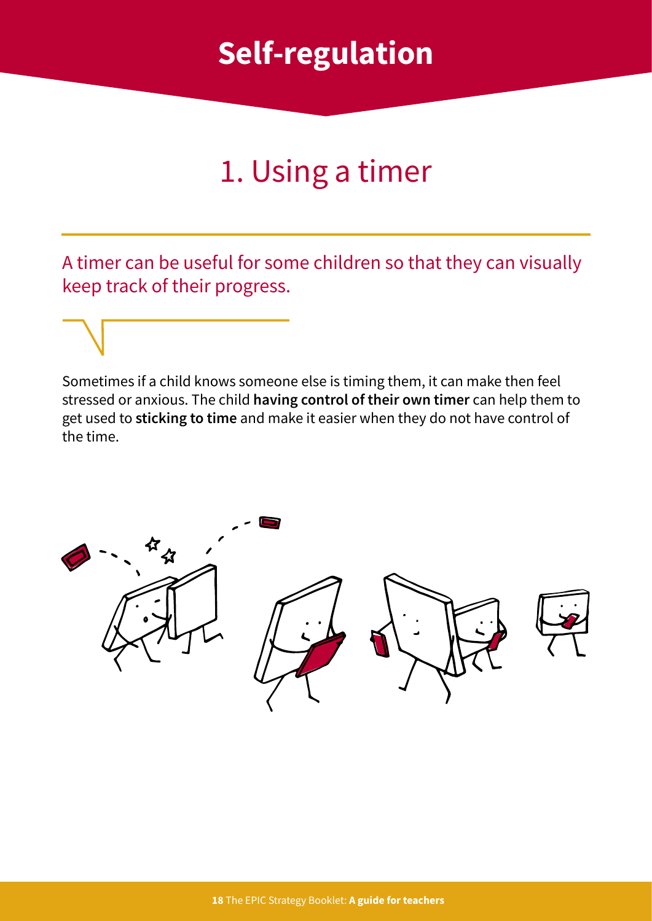# Self-regulation

## 1. Using a timer

A timer can be useful for some children so that they can visually keep track of their progress.

Sometimes if a child knows someone else is timing them, it can make then feel stressed or anxious. The child **having control of their own timer** can help them to get used to **sticking to time** and make it easier when they do not have control of the time.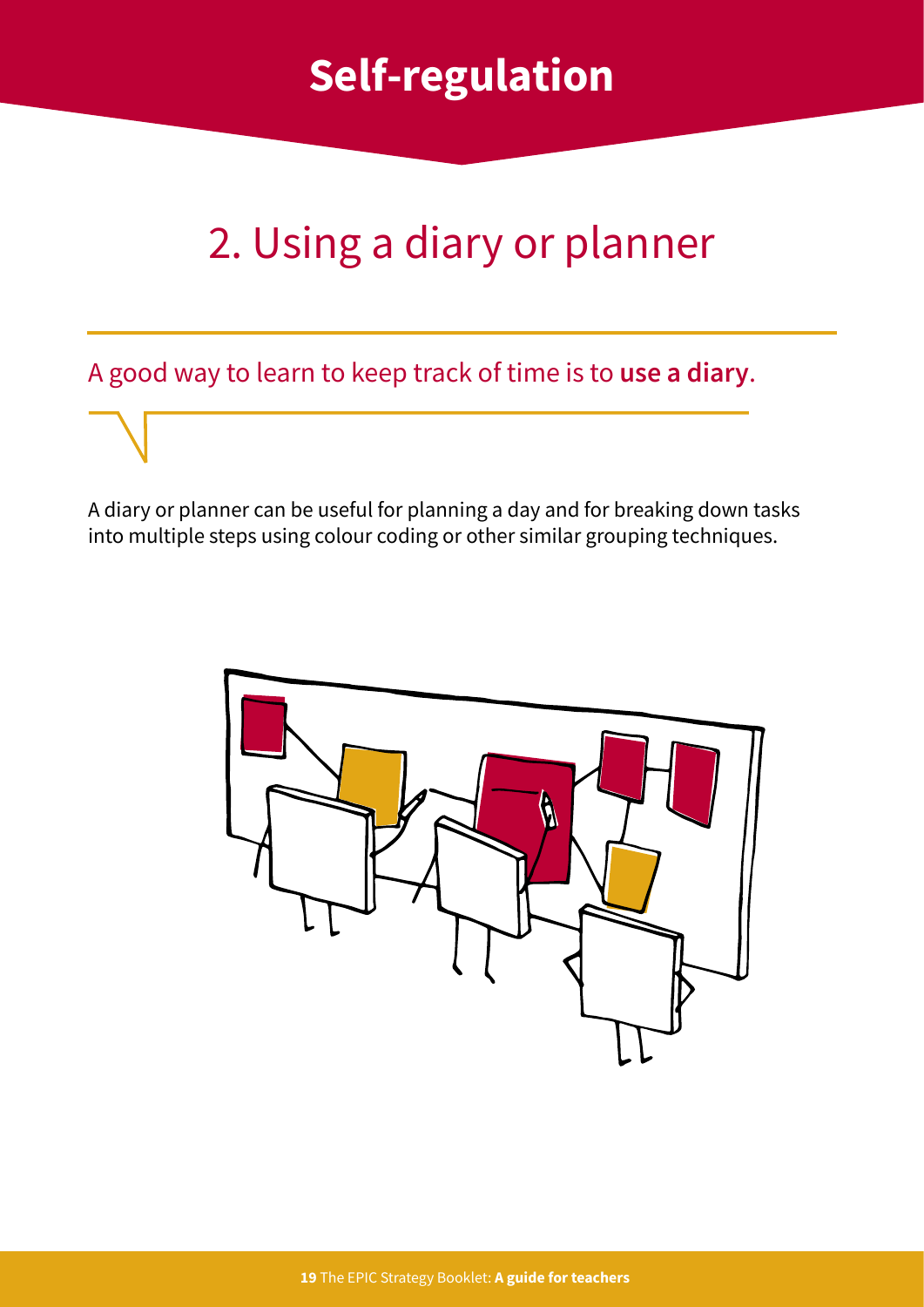# Self-regulation

## 2. Using a diary or planner

A good way to learn to keep track of time is to **use a diary**.

A diary or planner can be useful for planning a day and for breaking down tasks into multiple steps using colour coding or other similar grouping techniques.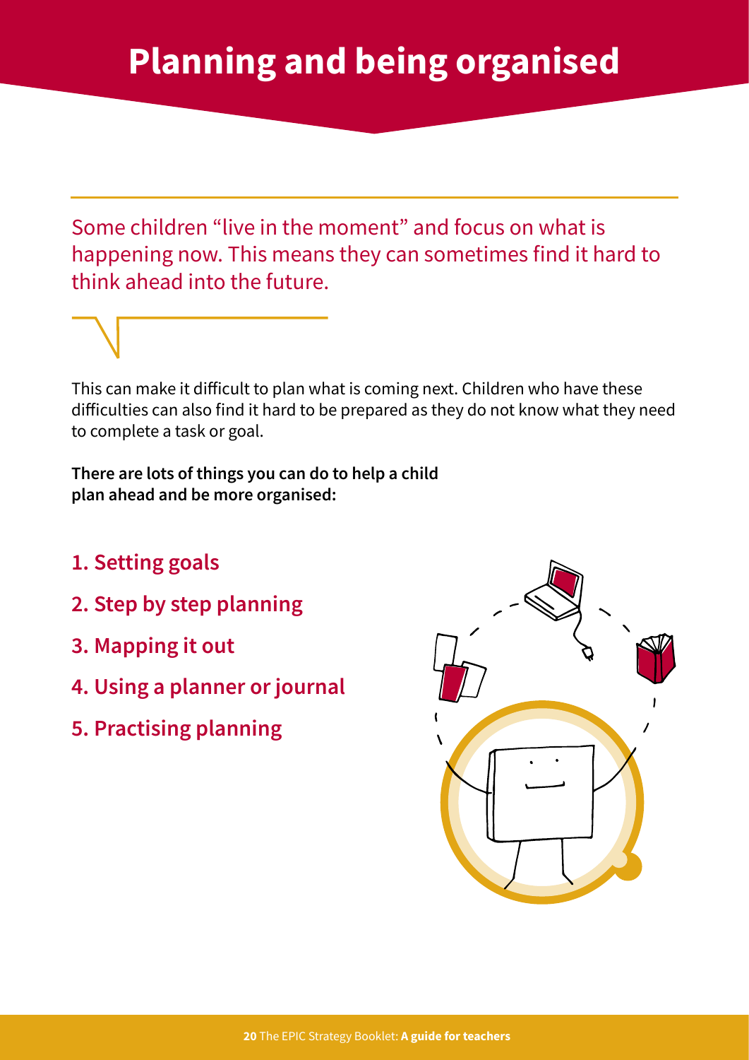# Planning and being organised

Some children "live in the moment" and focus on what is happening now. This means they can sometimes find it hard to think ahead into the future.

This can make it difficult to plan what is coming next. Children who have these difficulties can also find it hard to be prepared as they do not know what they need to complete a task or goal.

**There are lots of things you can do to help a child plan ahead and be more organised:**

1. **Setting goals**
2. **Step by step planning**
3. **Mapping it out**
4. **Using a planner or journal**
5. **Practising planning**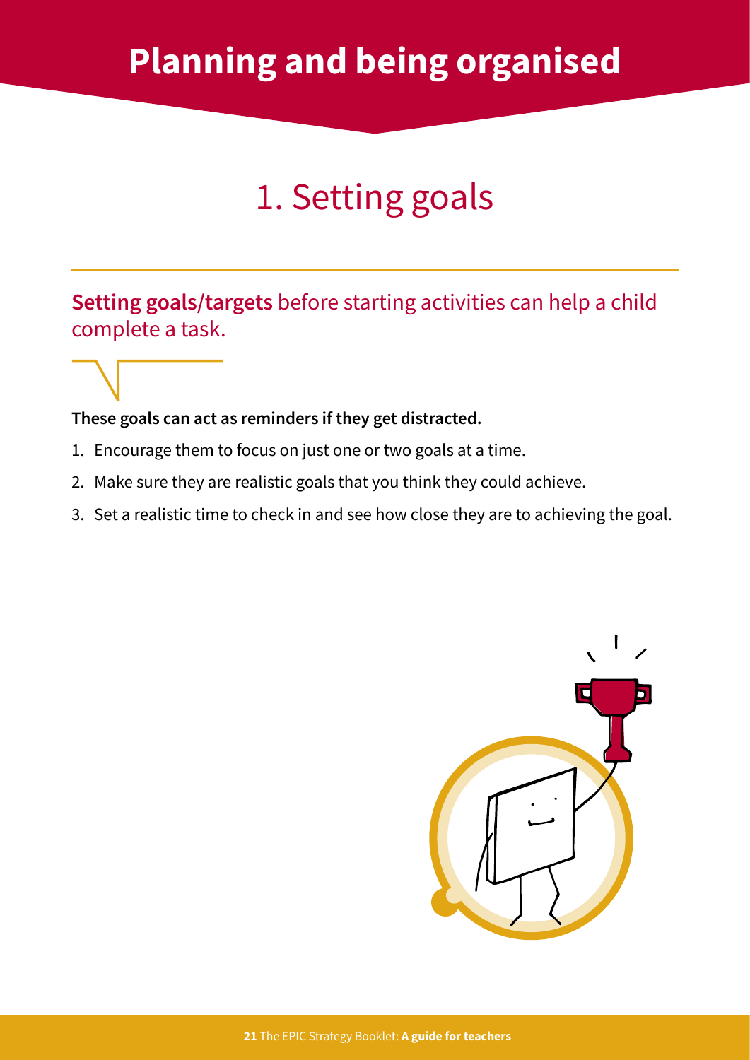# Planning and being organised

## 1. Setting goals

**Setting goals/targets** before starting activities can help a child complete a task.

**These goals can act as reminders if they get distracted.**

1. Encourage them to focus on just one or two goals at a time.
2. Make sure they are realistic goals that you think they could achieve.
3. Set a realistic time to check in and see how close they are to achieving the goal.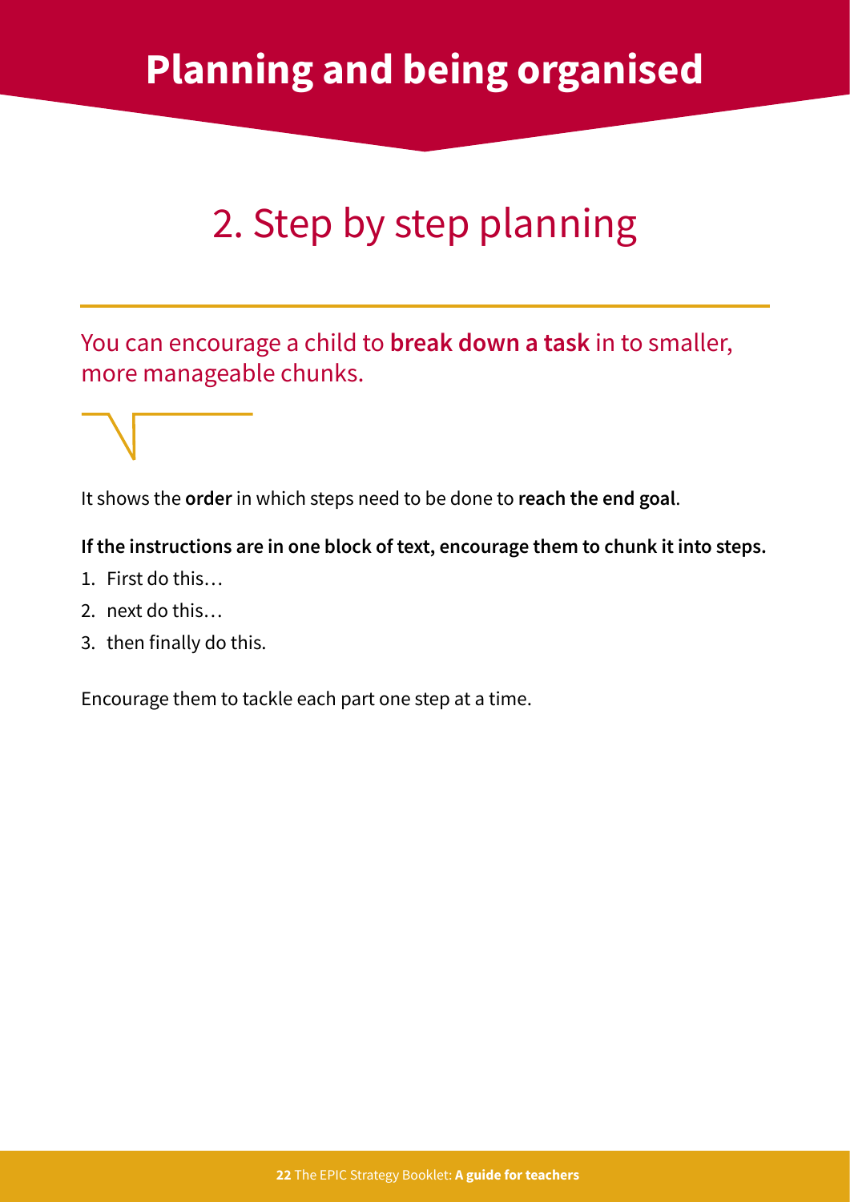# Planning and being organised

## 2. Step by step planning

You can encourage a child to **break down a task** in to smaller, more manageable chunks.

It shows the **order** in which steps need to be done to **reach the end goal**.

**If the instructions are in one block of text, encourage them to chunk it into steps.**

1. First do this…
2. next do this…
3. then finally do this.

Encourage them to tackle each part one step at a time.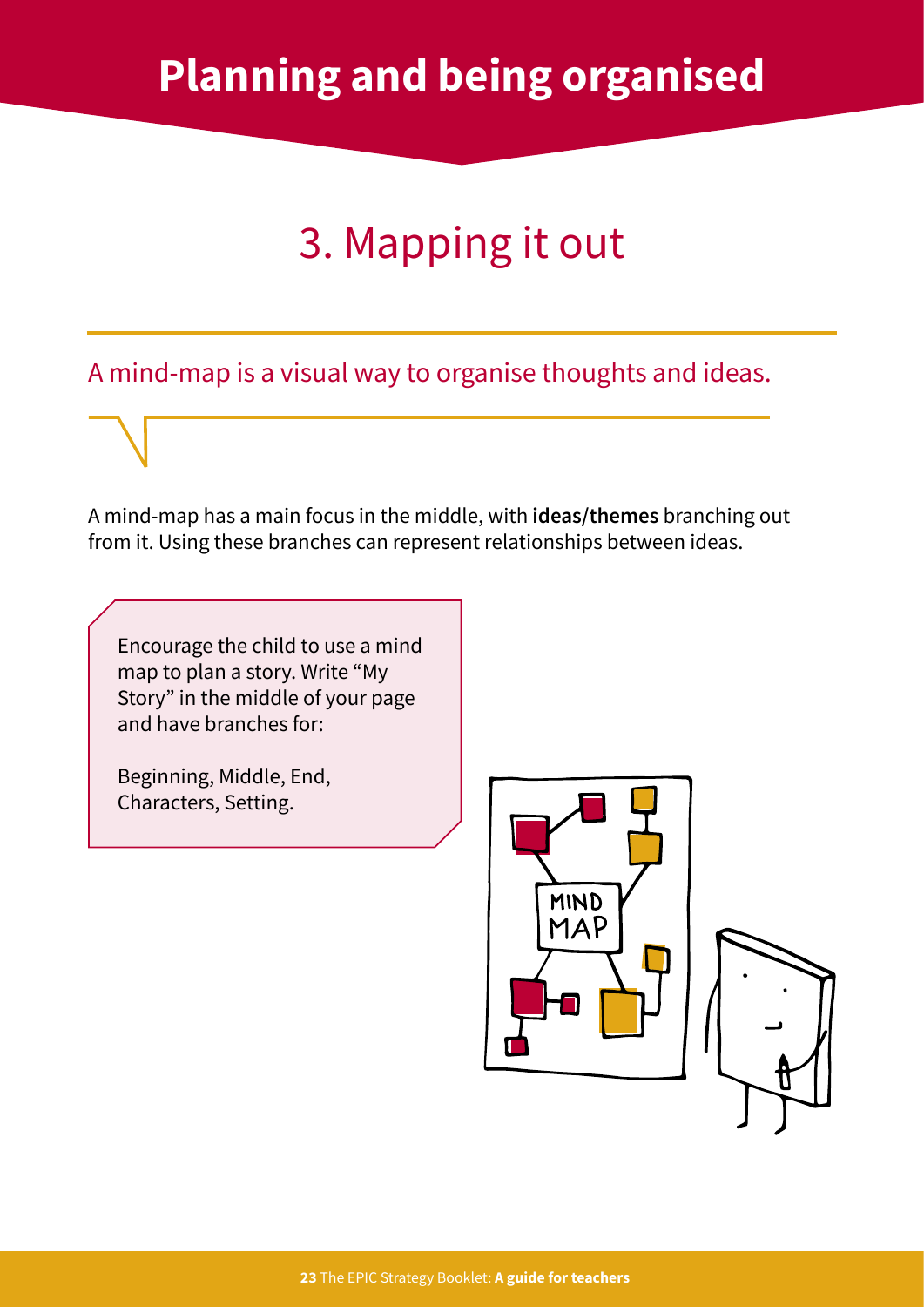# Planning and being organised

## 3. Mapping it out

A mind-map is a visual way to organise thoughts and ideas.

A mind-map has a main focus in the middle, with **ideas/themes** branching out from it. Using these branches can represent relationships between ideas.

Encourage the child to use a mind map to plan a story. Write "My Story" in the middle of your page and have branches for:

Beginning, Middle, End, Characters, Setting.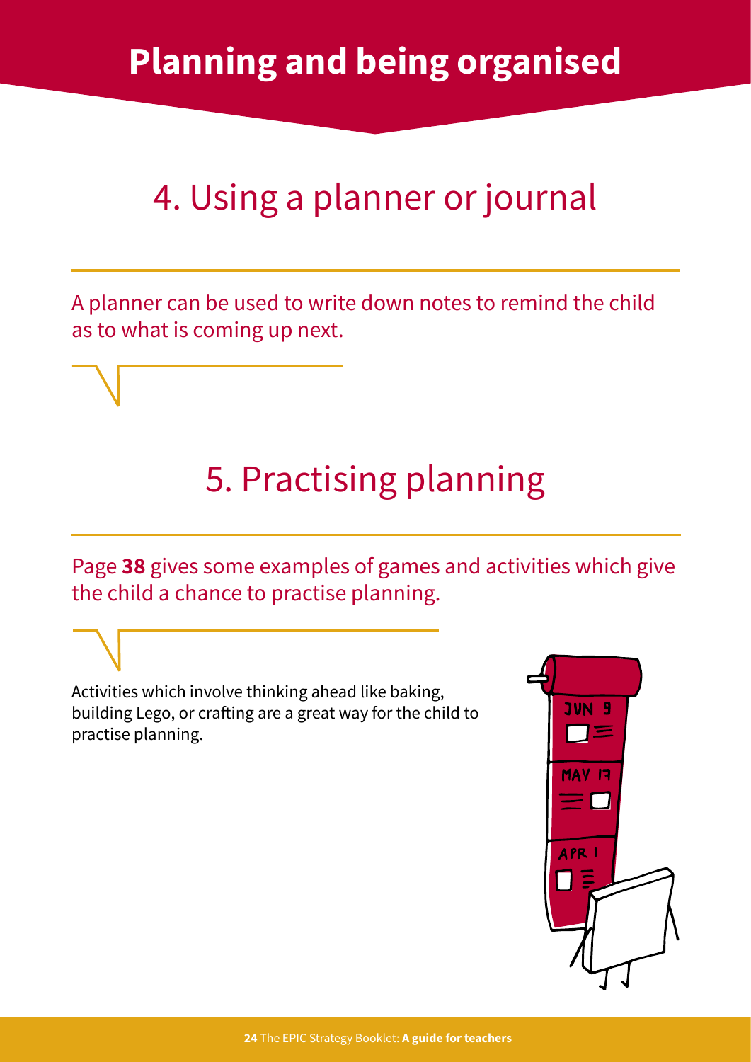# Planning and being organised

## 4. Using a planner or journal

A planner can be used to write down notes to remind the child as to what is coming up next.

## 5. Practising planning

Page **38** gives some examples of games and activities which give the child a chance to practise planning.

Activities which involve thinking ahead like baking, building Lego, or crafting are a great way for the child to practise planning.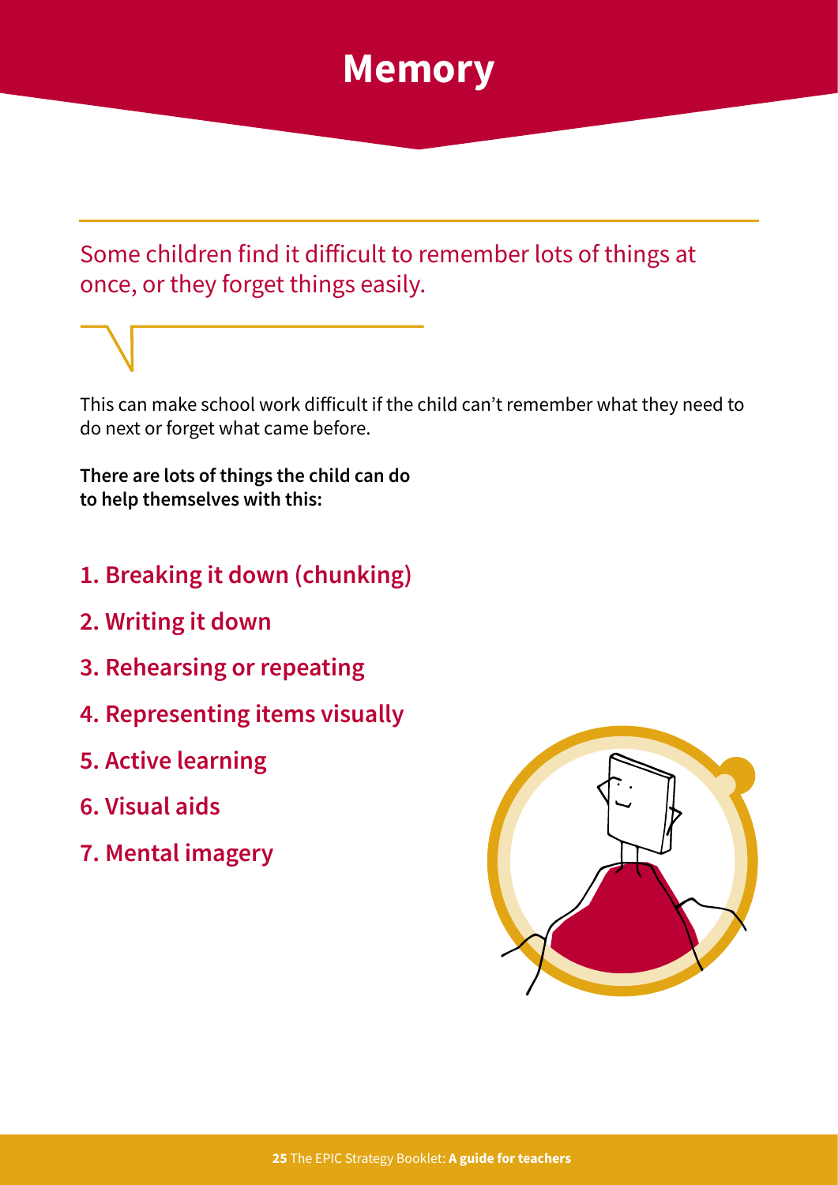# Memory

Some children find it difficult to remember lots of things at once, or they forget things easily.

This can make school work difficult if the child can't remember what they need to do next or forget what came before.

**There are lots of things the child can do to help themselves with this:**

1. **Breaking it down (chunking)**
2. **Writing it down**
3. **Rehearsing or repeating**
4. **Representing items visually**
5. **Active learning**
6. **Visual aids**
7. **Mental imagery**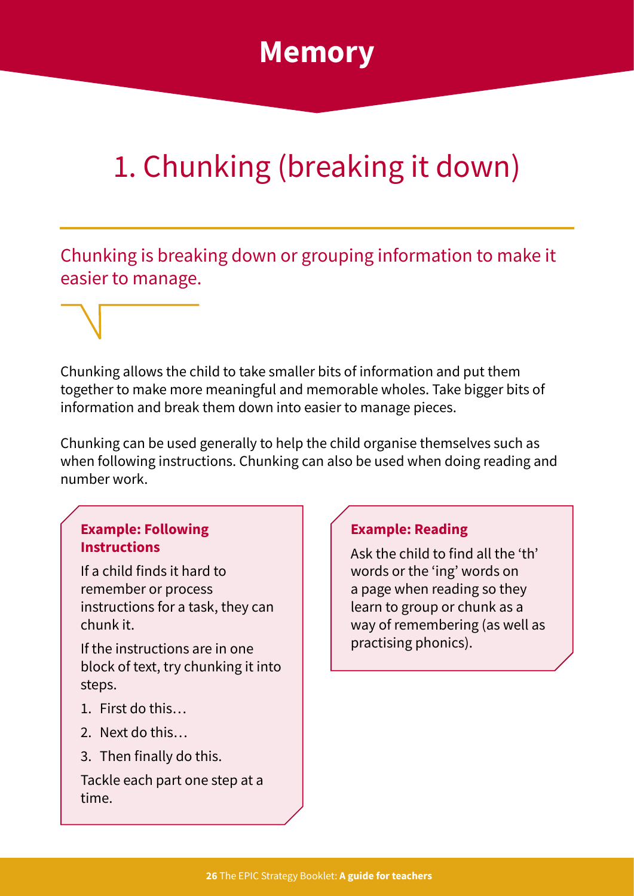# Memory

## 1. Chunking (breaking it down)

Chunking is breaking down or grouping information to make it easier to manage.

Chunking allows the child to take smaller bits of information and put them together to make more meaningful and memorable wholes. Take bigger bits of information and break them down into easier to manage pieces.

Chunking can be used generally to help the child organise themselves such as when following instructions. Chunking can also be used when doing reading and number work.

**Example: Following Instructions**

If a child finds it hard to remember or process instructions for a task, they can chunk it.

If the instructions are in one block of text, try chunking it into steps.

1. First do this…
2. Next do this…
3. Then finally do this.

Tackle each part one step at a time.

**Example: Reading**

Ask the child to find all the 'th' words or the 'ing' words on a page when reading so they learn to group or chunk as a way of remembering (as well as practising phonics).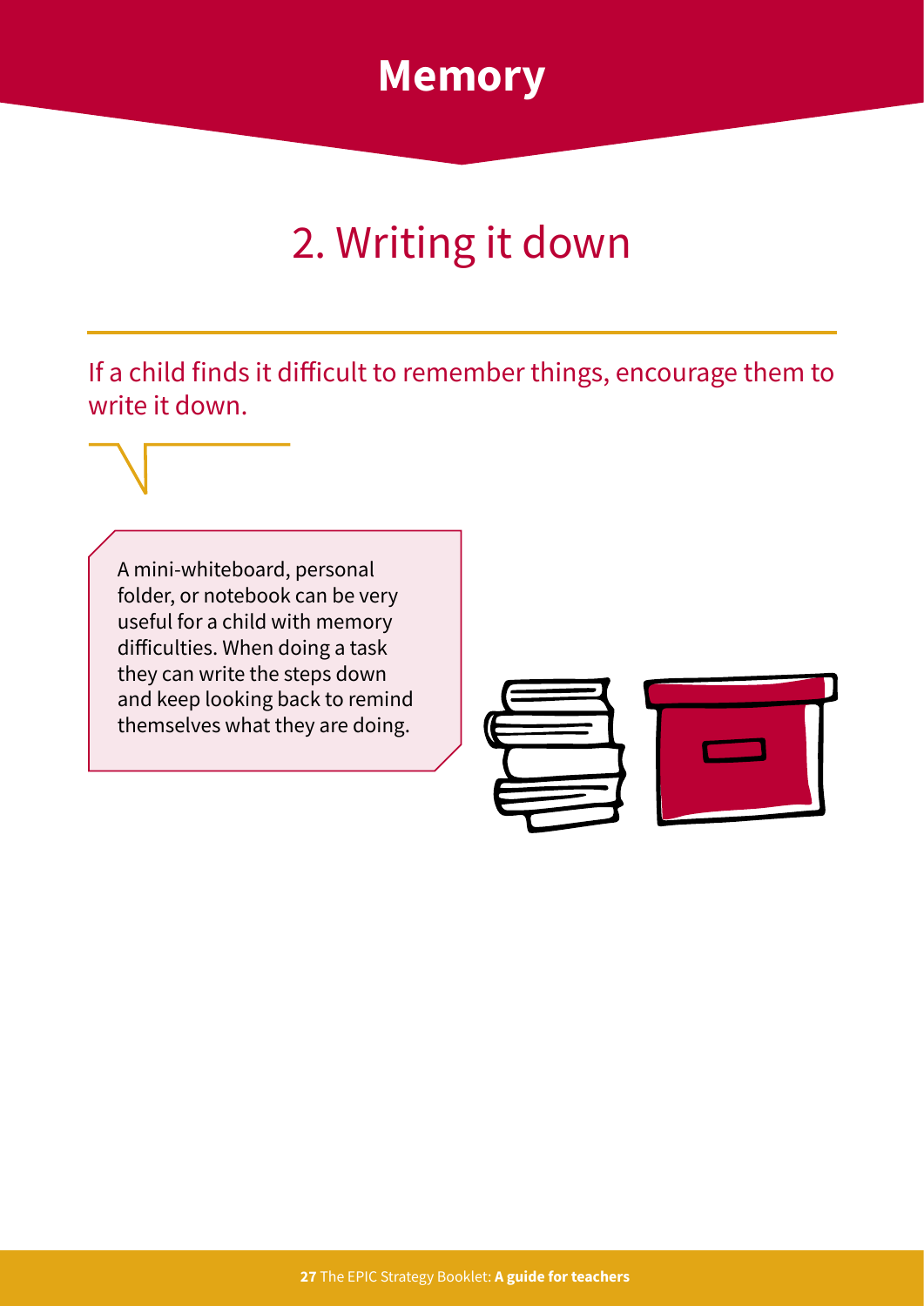# Memory

## 2. Writing it down

If a child finds it difficult to remember things, encourage them to write it down.

A mini-whiteboard, personal folder, or notebook can be very useful for a child with memory difficulties. When doing a task they can write the steps down and keep looking back to remind themselves what they are doing.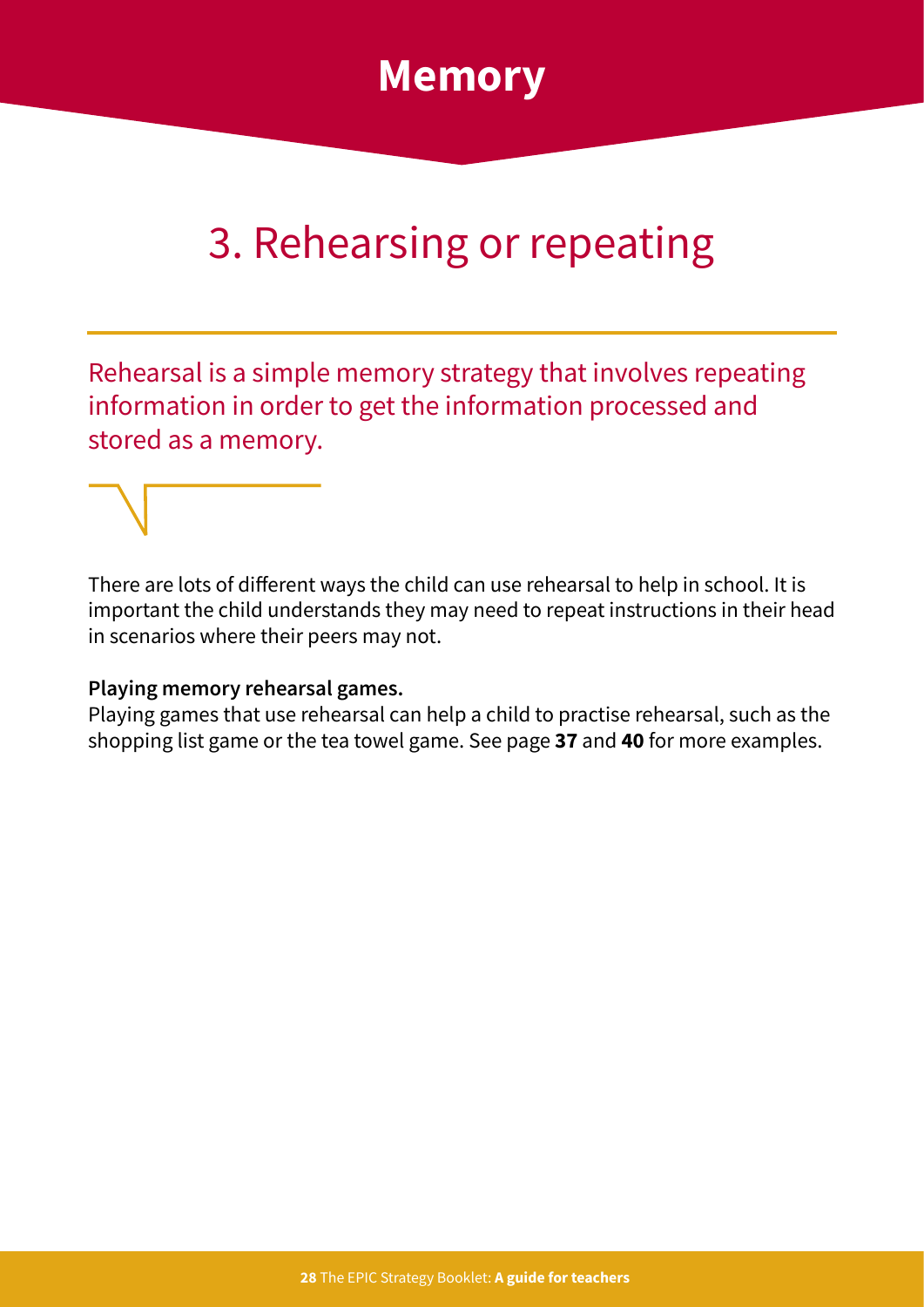# Memory

## 3. Rehearsing or repeating

Rehearsal is a simple memory strategy that involves repeating information in order to get the information processed and stored as a memory.

There are lots of different ways the child can use rehearsal to help in school. It is important the child understands they may need to repeat instructions in their head in scenarios where their peers may not.

**Playing memory rehearsal games.**

Playing games that use rehearsal can help a child to practise rehearsal, such as the shopping list game or the tea towel game. See page **37** and **40** for more examples.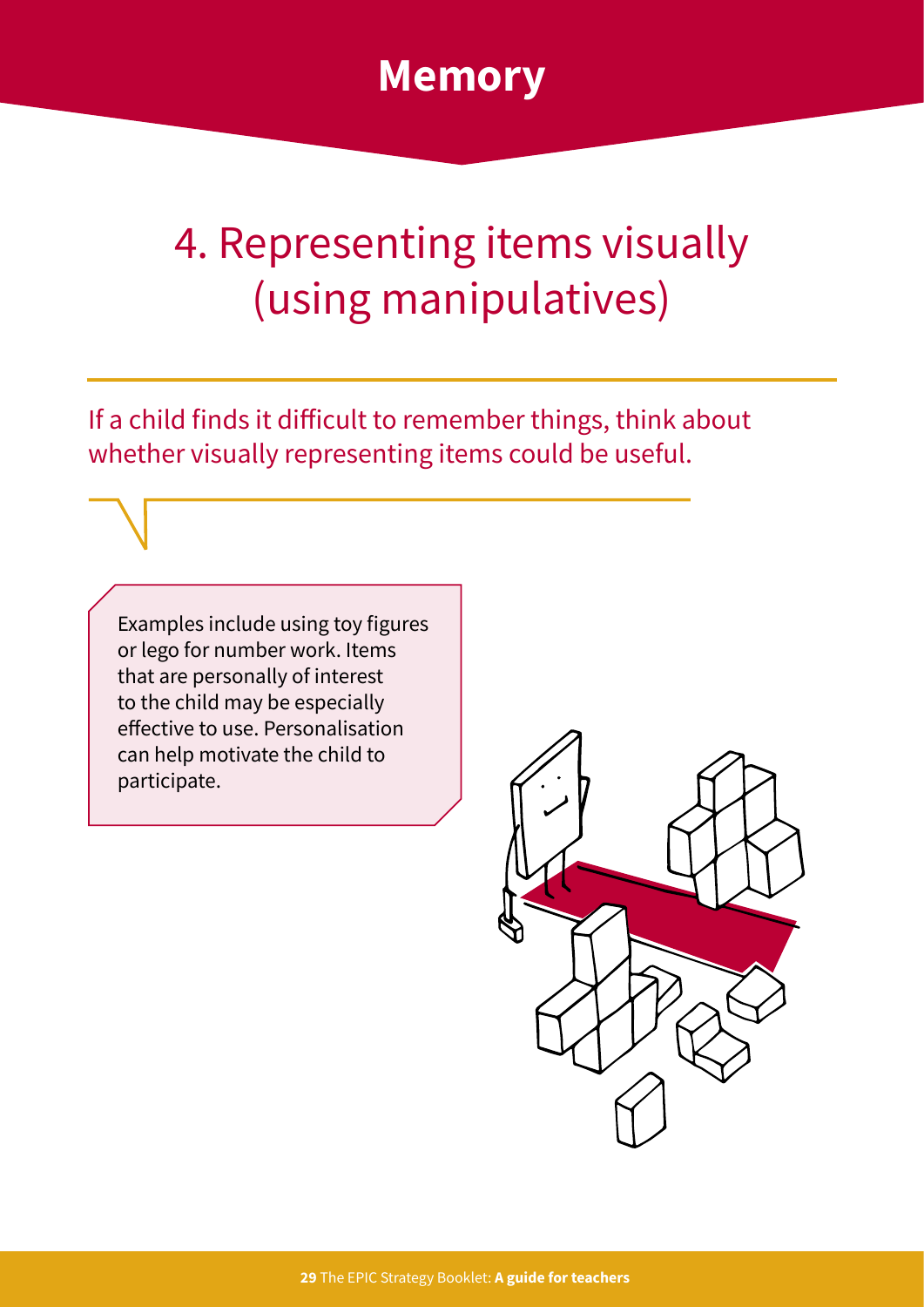# Memory

## 4. Representing items visually (using manipulatives)

If a child finds it difficult to remember things, think about whether visually representing items could be useful.

Examples include using toy figures or lego for number work. Items that are personally of interest to the child may be especially effective to use. Personalisation can help motivate the child to participate.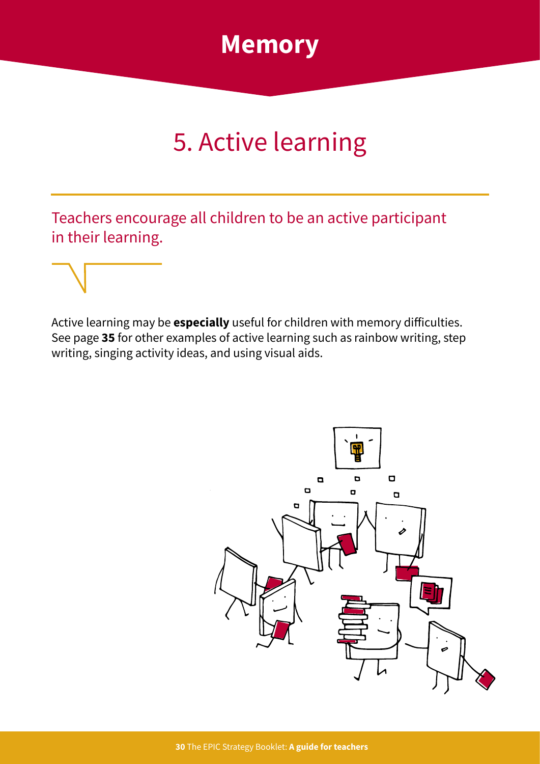# Memory

## 5. Active learning

Teachers encourage all children to be an active participant in their learning.

Active learning may be **especially** useful for children with memory difficulties. See page **35** for other examples of active learning such as rainbow writing, step writing, singing activity ideas, and using visual aids.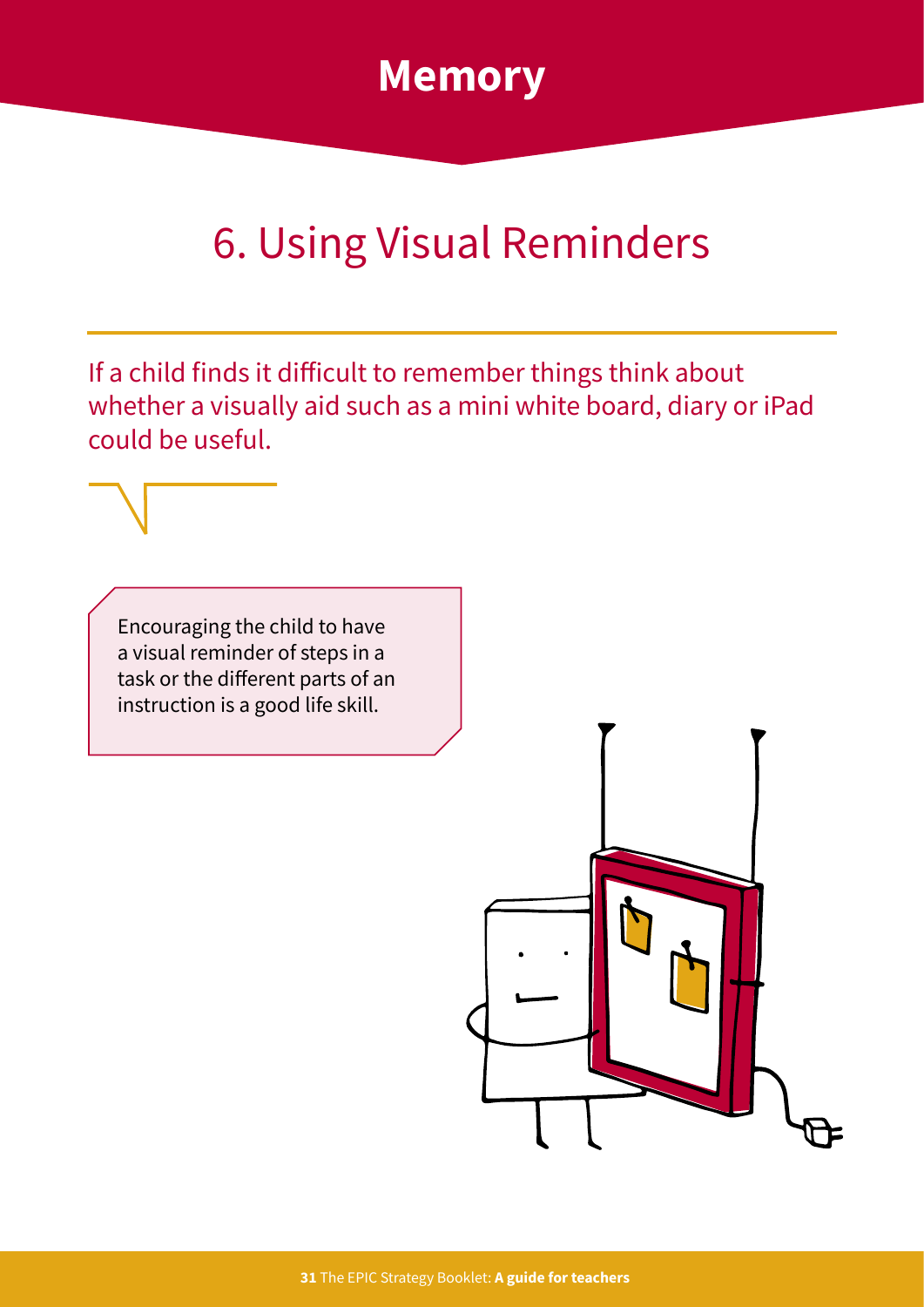# Memory

## 6. Using Visual Reminders

If a child finds it difficult to remember things think about whether a visually aid such as a mini white board, diary or iPad could be useful.

Encouraging the child to have a visual reminder of steps in a task or the different parts of an instruction is a good life skill.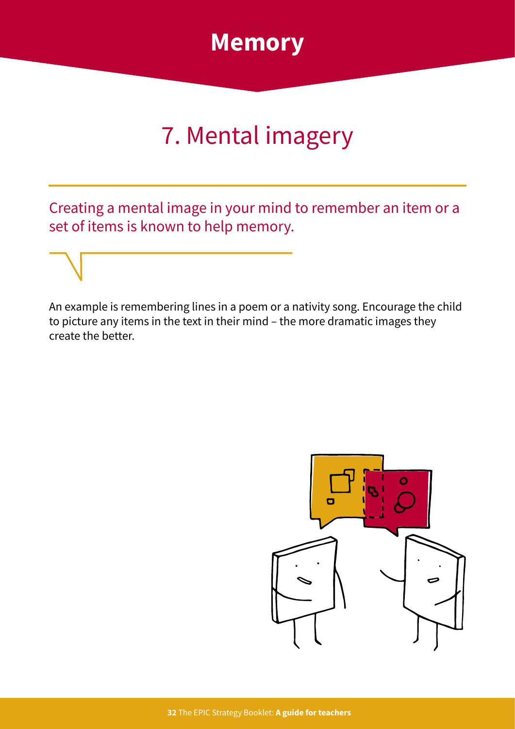# Memory

## 7. Mental imagery

Creating a mental image in your mind to remember an item or a set of items is known to help memory.

An example is remembering lines in a poem or a nativity song. Encourage the child to picture any items in the text in their mind – the more dramatic images they create the better.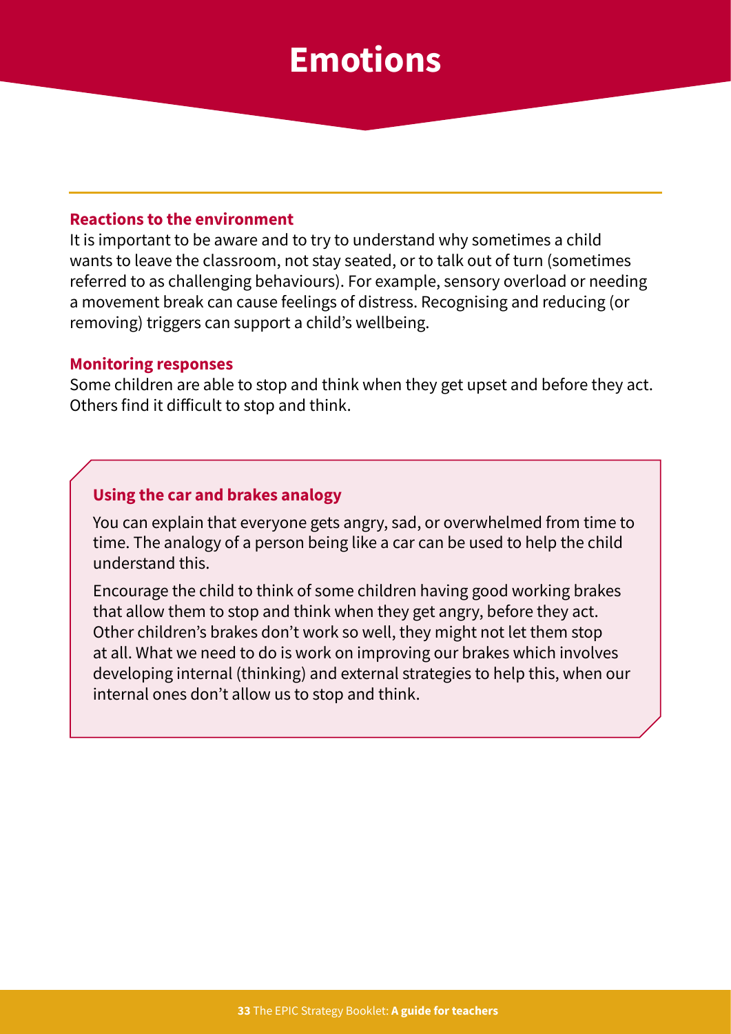# Emotions

### Reactions to the environment

It is important to be aware and to try to understand why sometimes a child wants to leave the classroom, not stay seated, or to talk out of turn (sometimes referred to as challenging behaviours). For example, sensory overload or needing a movement break can cause feelings of distress. Recognising and reducing (or removing) triggers can support a child's wellbeing.

### Monitoring responses

Some children are able to stop and think when they get upset and before they act. Others find it difficult to stop and think.

### Using the car and brakes analogy

You can explain that everyone gets angry, sad, or overwhelmed from time to time. The analogy of a person being like a car can be used to help the child understand this.

Encourage the child to think of some children having good working brakes that allow them to stop and think when they get angry, before they act. Other children's brakes don't work so well, they might not let them stop at all. What we need to do is work on improving our brakes which involves developing internal (thinking) and external strategies to help this, when our internal ones don't allow us to stop and think.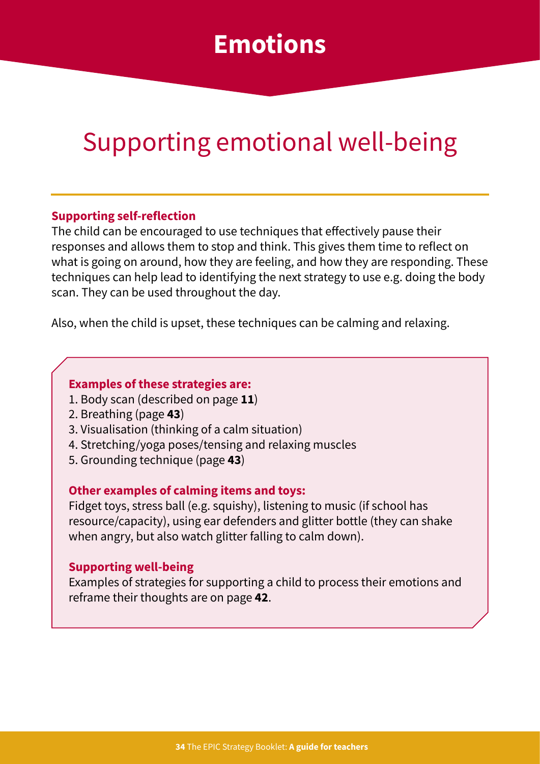# Emotions

## Supporting emotional well-being

**Supporting self-reflection**

The child can be encouraged to use techniques that effectively pause their responses and allows them to stop and think. This gives them time to reflect on what is going on around, how they are feeling, and how they are responding. These techniques can help lead to identifying the next strategy to use e.g. doing the body scan. They can be used throughout the day.

Also, when the child is upset, these techniques can be calming and relaxing.

**Examples of these strategies are:**

1. Body scan (described on page **11**)
2. Breathing (page **43**)
3. Visualisation (thinking of a calm situation)
4. Stretching/yoga poses/tensing and relaxing muscles
5. Grounding technique (page **43**)

**Other examples of calming items and toys:**

Fidget toys, stress ball (e.g. squishy), listening to music (if school has resource/capacity), using ear defenders and glitter bottle (they can shake when angry, but also watch glitter falling to calm down).

**Supporting well-being**

Examples of strategies for supporting a child to process their emotions and reframe their thoughts are on page **42**.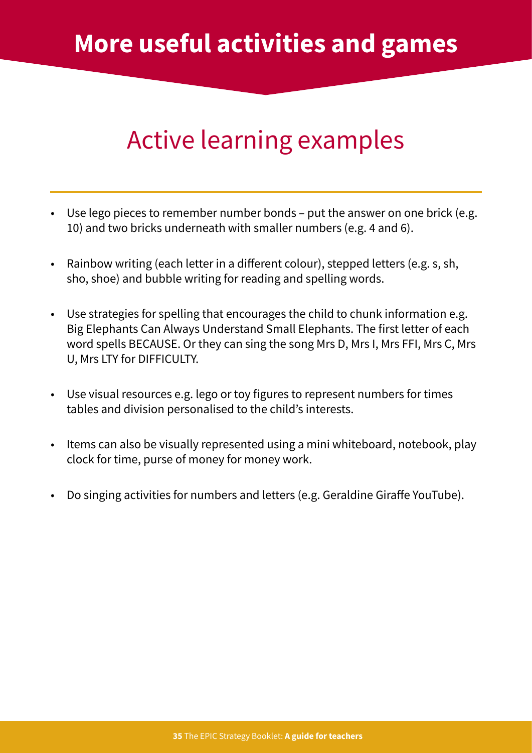# More useful activities and games

## Active learning examples

- Use lego pieces to remember number bonds – put the answer on one brick (e.g. 10) and two bricks underneath with smaller numbers (e.g. 4 and 6).
- Rainbow writing (each letter in a different colour), stepped letters (e.g. s, sh, sho, shoe) and bubble writing for reading and spelling words.
- Use strategies for spelling that encourages the child to chunk information e.g. Big Elephants Can Always Understand Small Elephants. The first letter of each word spells BECAUSE. Or they can sing the song Mrs D, Mrs I, Mrs FFI, Mrs C, Mrs U, Mrs LTY for DIFFICULTY.
- Use visual resources e.g. lego or toy figures to represent numbers for times tables and division personalised to the child's interests.
- Items can also be visually represented using a mini whiteboard, notebook, play clock for time, purse of money for money work.
- Do singing activities for numbers and letters (e.g. Geraldine Giraffe YouTube).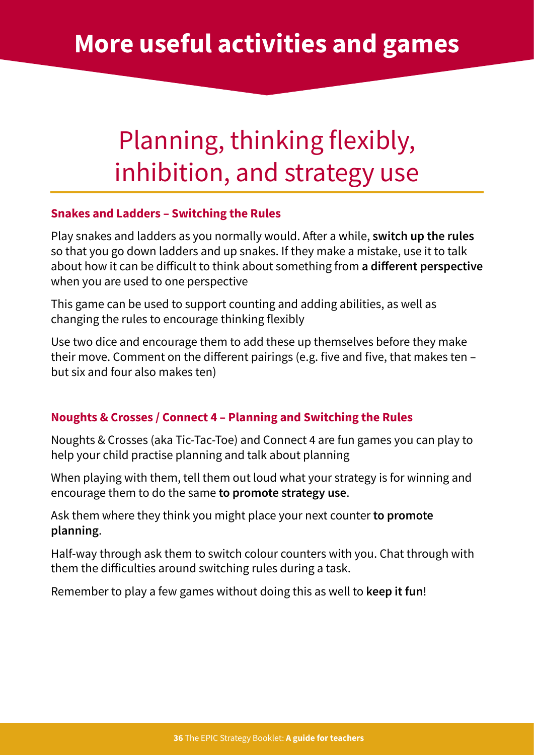# More useful activities and games

## Planning, thinking flexibly, inhibition, and strategy use

### Snakes and Ladders – Switching the Rules

Play snakes and ladders as you normally would. After a while, **switch up the rules** so that you go down ladders and up snakes. If they make a mistake, use it to talk about how it can be difficult to think about something from **a different perspective** when you are used to one perspective

This game can be used to support counting and adding abilities, as well as changing the rules to encourage thinking flexibly

Use two dice and encourage them to add these up themselves before they make their move. Comment on the different pairings (e.g. five and five, that makes ten – but six and four also makes ten)

### Noughts & Crosses / Connect 4 – Planning and Switching the Rules

Noughts & Crosses (aka Tic-Tac-Toe) and Connect 4 are fun games you can play to help your child practise planning and talk about planning

When playing with them, tell them out loud what your strategy is for winning and encourage them to do the same **to promote strategy use**.

Ask them where they think you might place your next counter **to promote planning**.

Half-way through ask them to switch colour counters with you. Chat through with them the difficulties around switching rules during a task.

Remember to play a few games without doing this as well to **keep it fun**!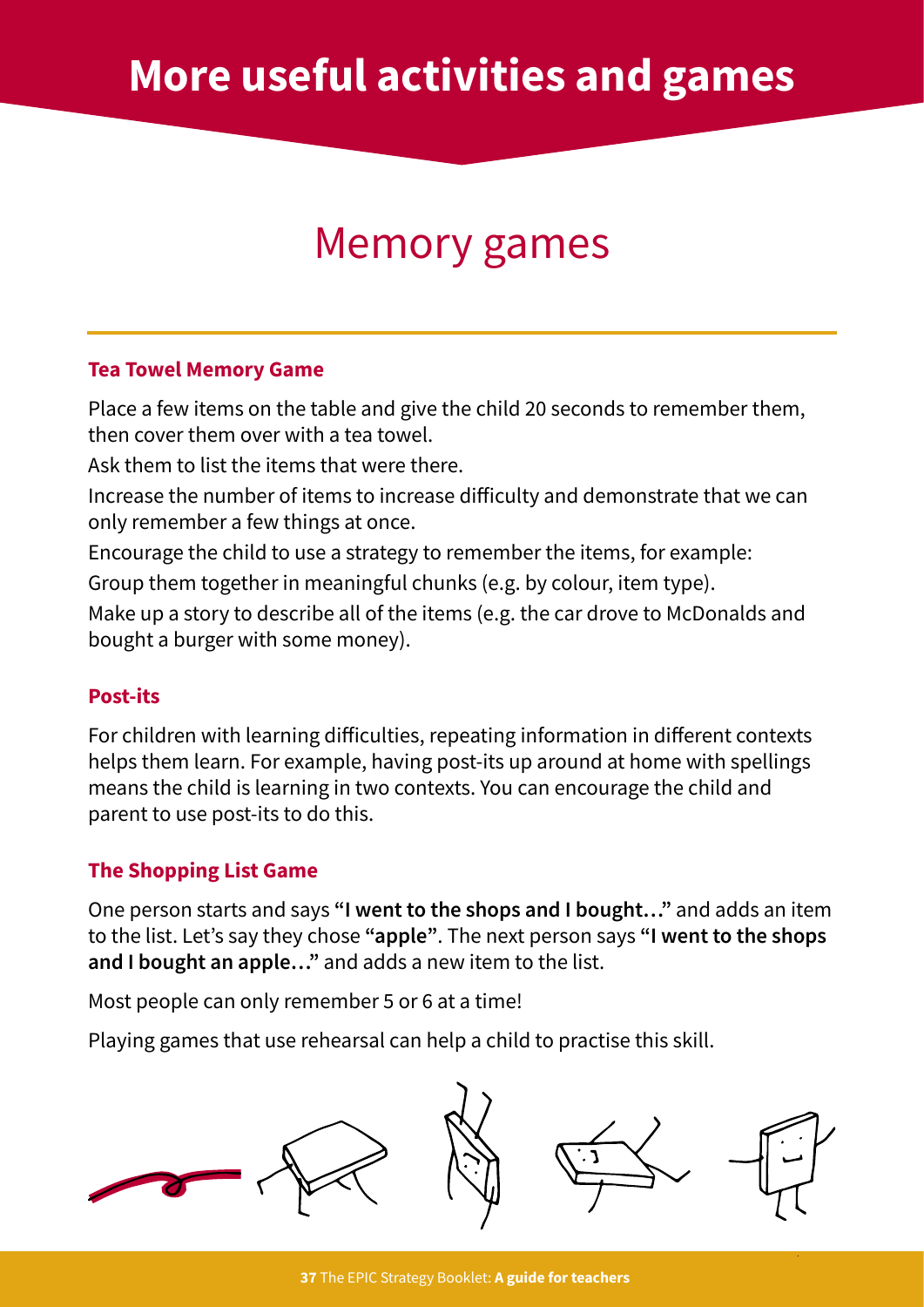# More useful activities and games

## Memory games

### Tea Towel Memory Game

Place a few items on the table and give the child 20 seconds to remember them, then cover them over with a tea towel.

Ask them to list the items that were there.

Increase the number of items to increase difficulty and demonstrate that we can only remember a few things at once.

Encourage the child to use a strategy to remember the items, for example:

Group them together in meaningful chunks (e.g. by colour, item type).

Make up a story to describe all of the items (e.g. the car drove to McDonalds and bought a burger with some money).

### Post-its

For children with learning difficulties, repeating information in different contexts helps them learn. For example, having post-its up around at home with spellings means the child is learning in two contexts. You can encourage the child and parent to use post-its to do this.

### The Shopping List Game

One person starts and says **"I went to the shops and I bought…"** and adds an item to the list. Let's say they chose **"apple"**. The next person says **"I went to the shops and I bought an apple…"** and adds a new item to the list.

Most people can only remember 5 or 6 at a time!

Playing games that use rehearsal can help a child to practise this skill.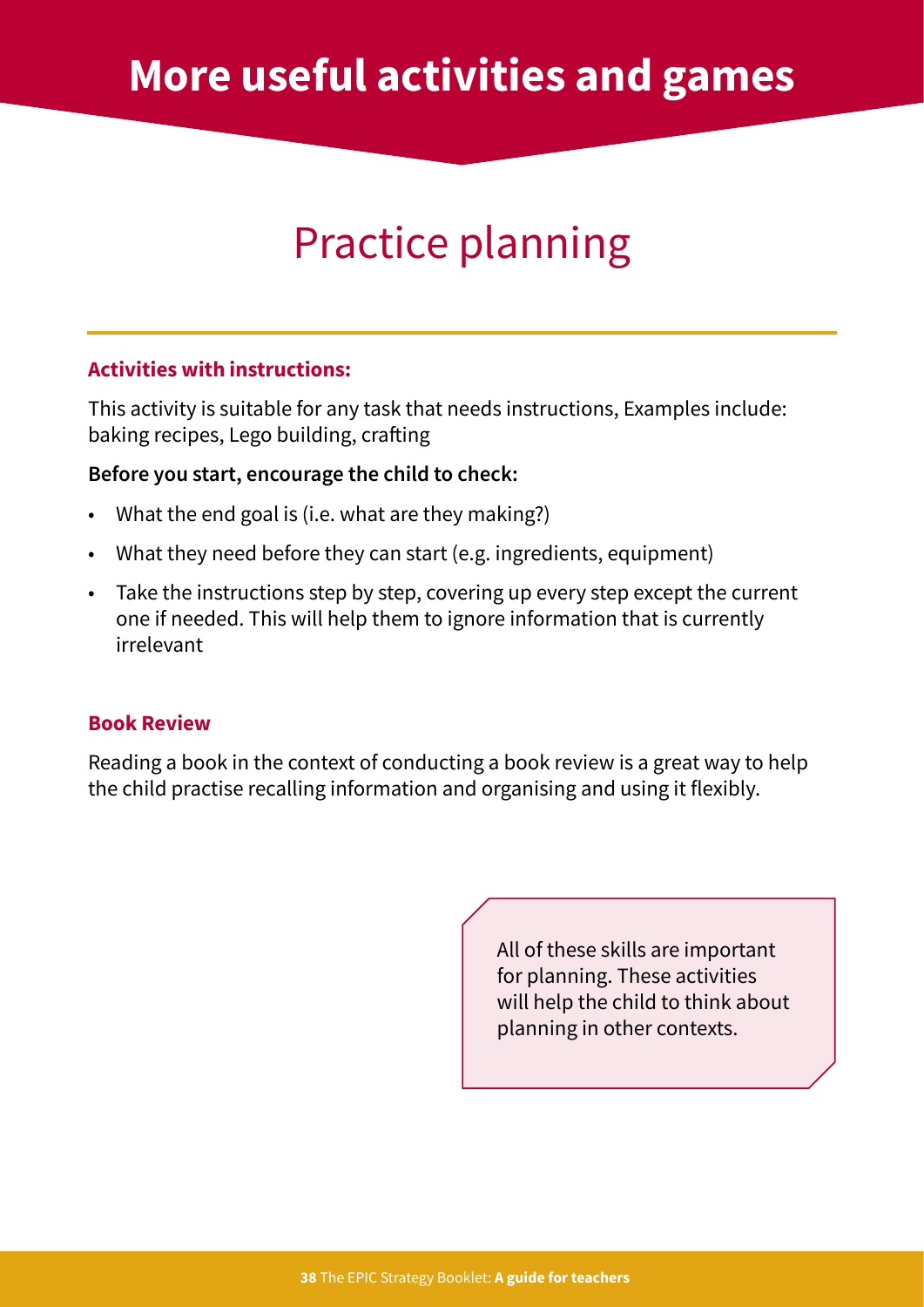# More useful activities and games

## Practice planning

### Activities with instructions:

This activity is suitable for any task that needs instructions, Examples include: baking recipes, Lego building, crafting

**Before you start, encourage the child to check:**

- What the end goal is (i.e. what are they making?)
- What they need before they can start (e.g. ingredients, equipment)
- Take the instructions step by step, covering up every step except the current one if needed. This will help them to ignore information that is currently irrelevant

### Book Review

Reading a book in the context of conducting a book review is a great way to help the child practise recalling information and organising and using it flexibly.

> All of these skills are important for planning. These activities will help the child to think about planning in other contexts.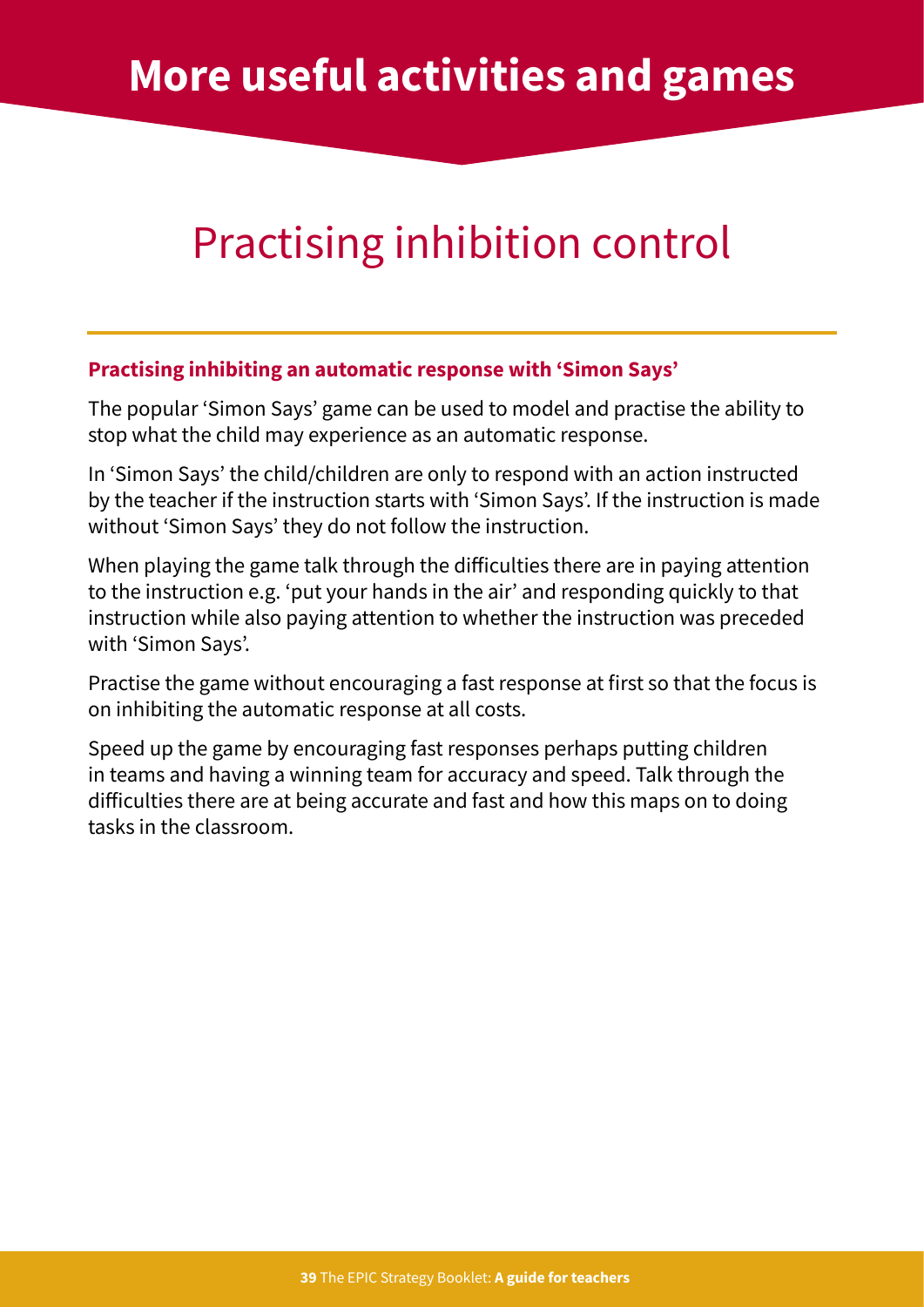# More useful activities and games

## Practising inhibition control

### Practising inhibiting an automatic response with 'Simon Says'

The popular 'Simon Says' game can be used to model and practise the ability to stop what the child may experience as an automatic response.

In 'Simon Says' the child/children are only to respond with an action instructed by the teacher if the instruction starts with 'Simon Says'. If the instruction is made without 'Simon Says' they do not follow the instruction.

When playing the game talk through the difficulties there are in paying attention to the instruction e.g. 'put your hands in the air' and responding quickly to that instruction while also paying attention to whether the instruction was preceded with 'Simon Says'.

Practise the game without encouraging a fast response at first so that the focus is on inhibiting the automatic response at all costs.

Speed up the game by encouraging fast responses perhaps putting children in teams and having a winning team for accuracy and speed. Talk through the difficulties there are at being accurate and fast and how this maps on to doing tasks in the classroom.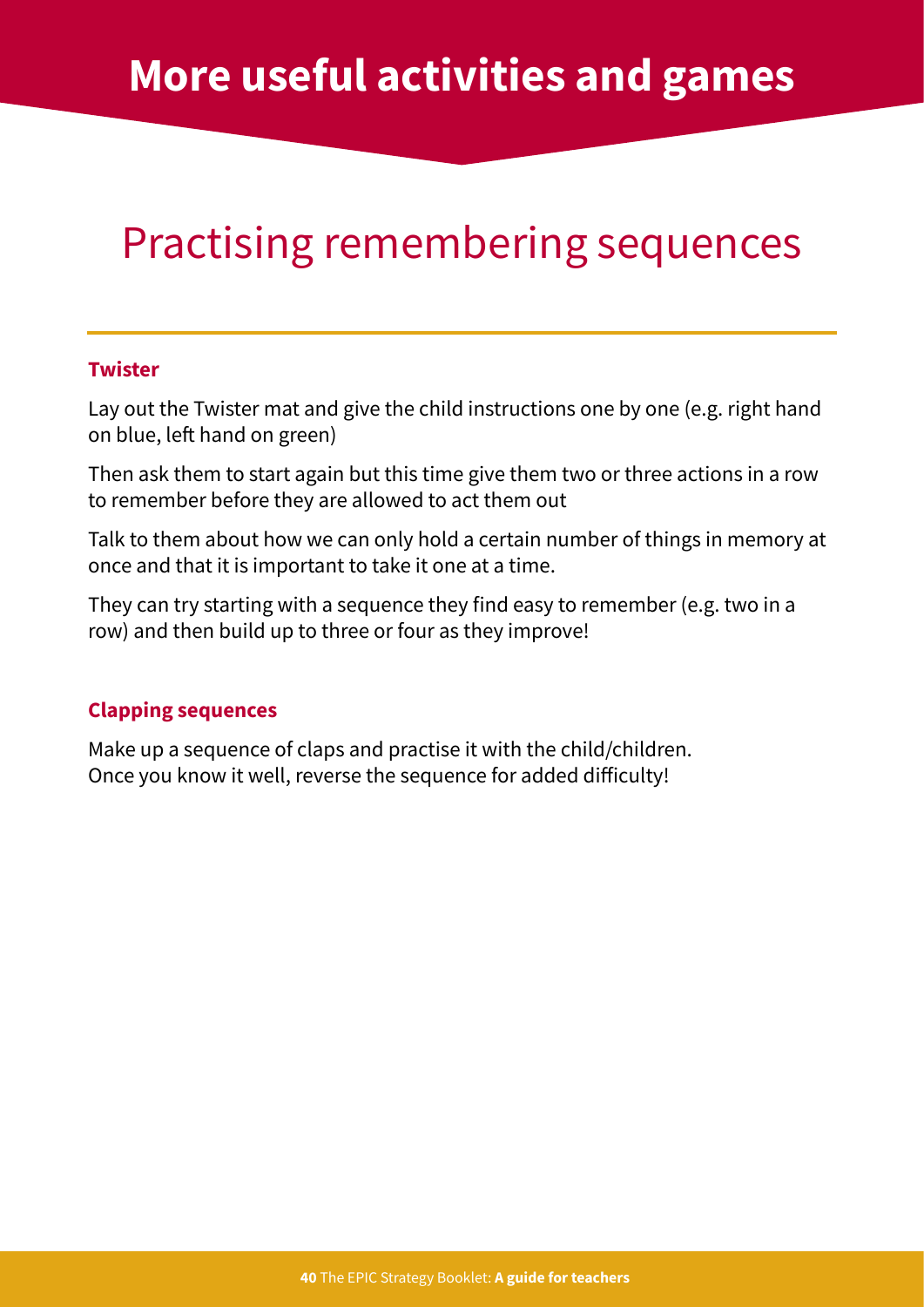# More useful activities and games

## Practising remembering sequences

### Twister

Lay out the Twister mat and give the child instructions one by one (e.g. right hand on blue, left hand on green)

Then ask them to start again but this time give them two or three actions in a row to remember before they are allowed to act them out

Talk to them about how we can only hold a certain number of things in memory at once and that it is important to take it one at a time.

They can try starting with a sequence they find easy to remember (e.g. two in a row) and then build up to three or four as they improve!

### Clapping sequences

Make up a sequence of claps and practise it with the child/children.
Once you know it well, reverse the sequence for added difficulty!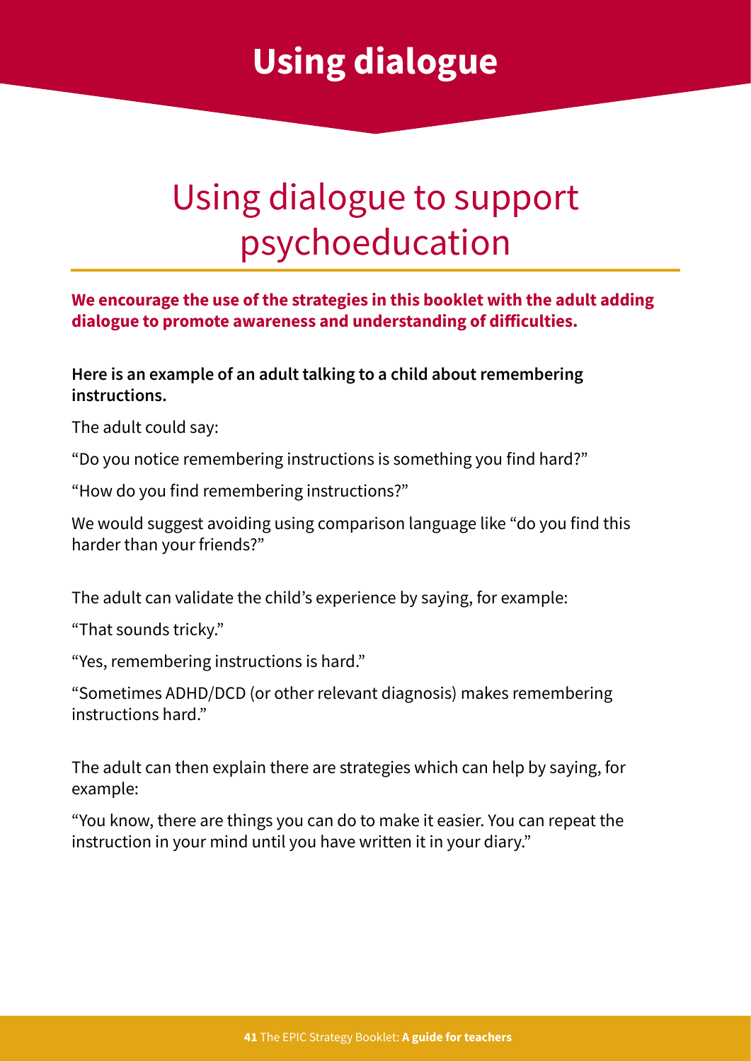# Using dialogue

## Using dialogue to support psychoeducation

**We encourage the use of the strategies in this booklet with the adult adding dialogue to promote awareness and understanding of difficulties.**

**Here is an example of an adult talking to a child about remembering instructions.**

The adult could say:

"Do you notice remembering instructions is something you find hard?"

"How do you find remembering instructions?"

We would suggest avoiding using comparison language like "do you find this harder than your friends?"

The adult can validate the child's experience by saying, for example:

"That sounds tricky."

"Yes, remembering instructions is hard."

"Sometimes ADHD/DCD (or other relevant diagnosis) makes remembering instructions hard."

The adult can then explain there are strategies which can help by saying, for example:

"You know, there are things you can do to make it easier. You can repeat the instruction in your mind until you have written it in your diary."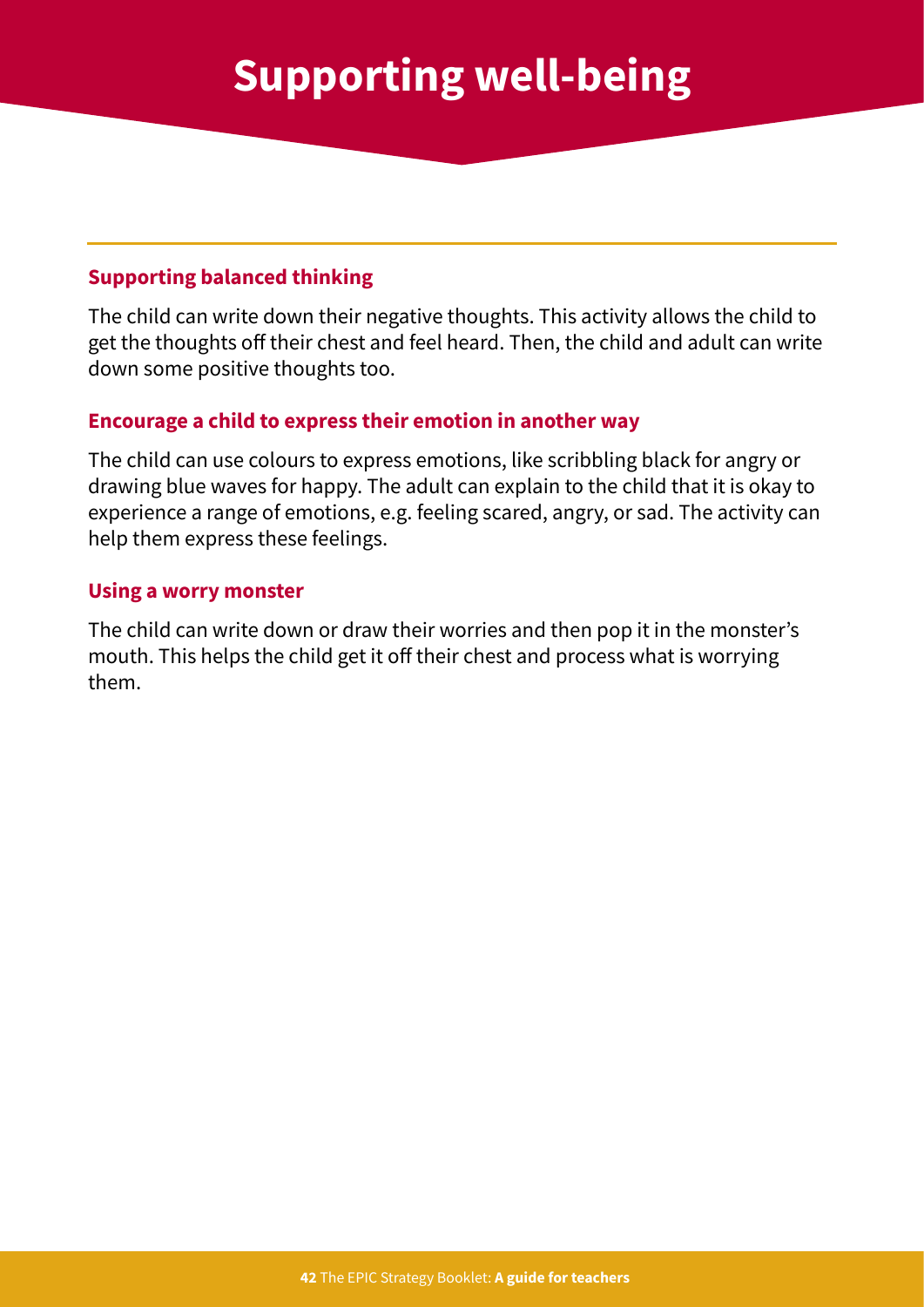# Supporting well-being

### Supporting balanced thinking

The child can write down their negative thoughts. This activity allows the child to get the thoughts off their chest and feel heard. Then, the child and adult can write down some positive thoughts too.

### Encourage a child to express their emotion in another way

The child can use colours to express emotions, like scribbling black for angry or drawing blue waves for happy. The adult can explain to the child that it is okay to experience a range of emotions, e.g. feeling scared, angry, or sad. The activity can help them express these feelings.

### Using a worry monster

The child can write down or draw their worries and then pop it in the monster's mouth. This helps the child get it off their chest and process what is worrying them.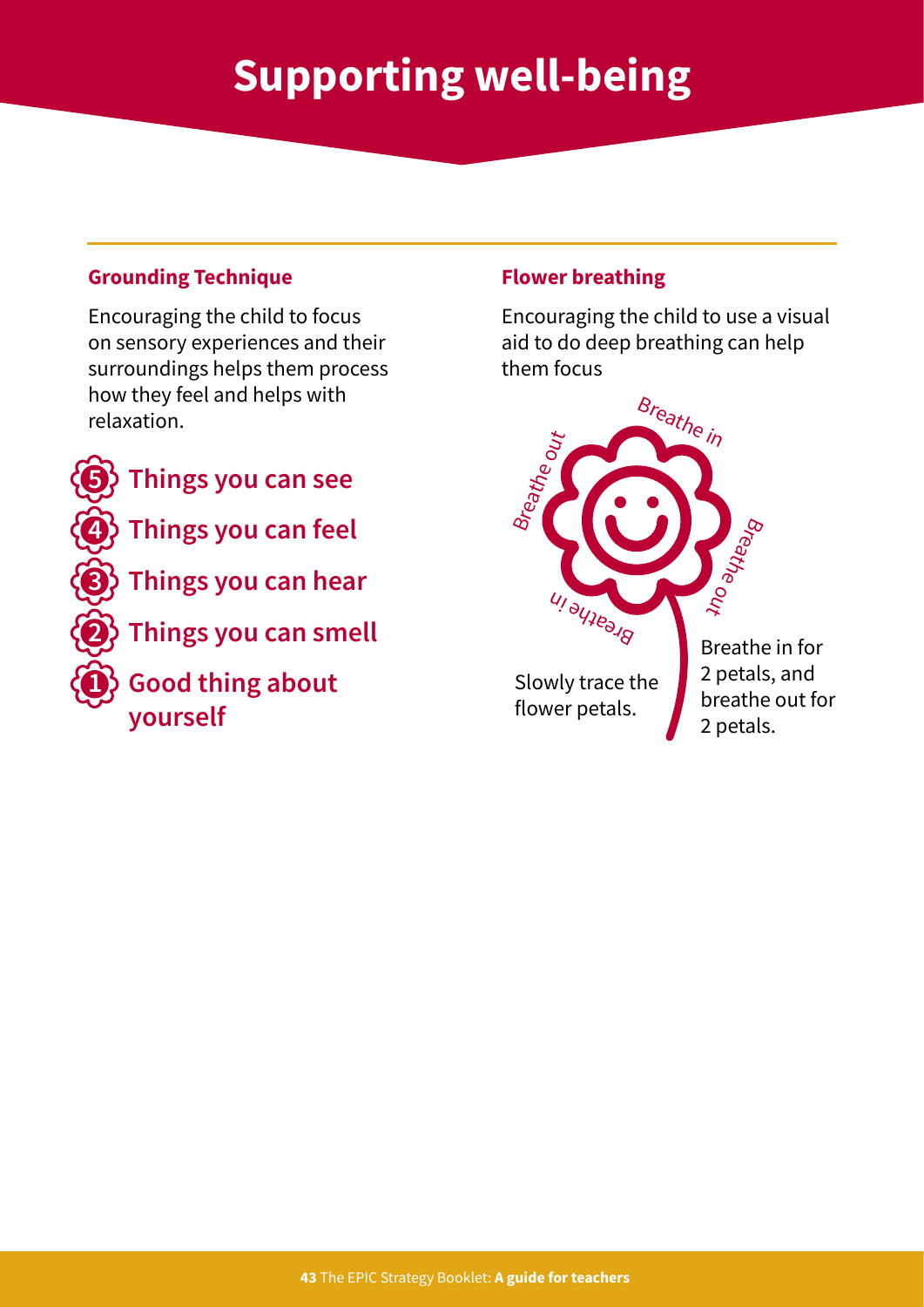# Supporting well-being

## Grounding Technique

Encouraging the child to focus on sensory experiences and their surroundings helps them process how they feel and helps with relaxation.

- **5** Things you can see
- **4** Things you can feel
- **3** Things you can hear
- **2** Things you can smell
- **1** Good thing about yourself

## Flower breathing

Encouraging the child to use a visual aid to do deep breathing can help them focus

Breathe in

Breathe out

Breathe in

Breathe out

Slowly trace the flower petals.

Breathe in for 2 petals, and breathe out for 2 petals.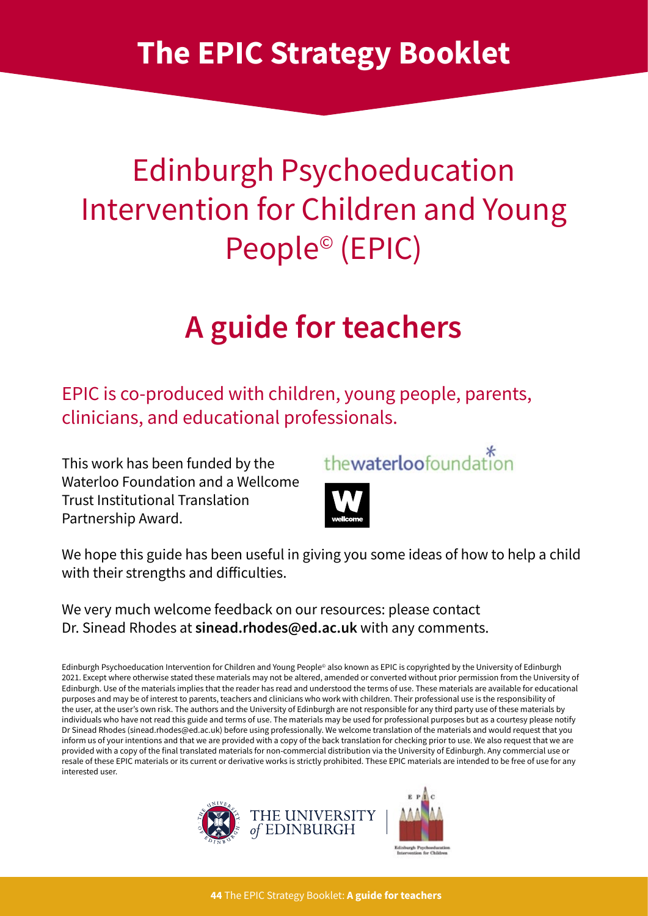# The EPIC Strategy Booklet

## Edinburgh Psychoeducation Intervention for Children and Young People© (EPIC)

# A guide for teachers

EPIC is co-produced with children, young people, parents, clinicians, and educational professionals.

This work has been funded by the Waterloo Foundation and a Wellcome Trust Institutional Translation Partnership Award.

We hope this guide has been useful in giving you some ideas of how to help a child with their strengths and difficulties.

We very much welcome feedback on our resources: please contact Dr. Sinead Rhodes at **sinead.rhodes@ed.ac.uk** with any comments.

Edinburgh Psychoeducation Intervention for Children and Young People© also known as EPIC is copyrighted by the University of Edinburgh 2021. Except where otherwise stated these materials may not be altered, amended or converted without prior permission from the University of Edinburgh. Use of the materials implies that the reader has read and understood the terms of use. These materials are available for educational purposes and may be of interest to parents, teachers and clinicians who work with children. Their professional use is the responsibility of the user, at the user's own risk. The authors and the University of Edinburgh are not responsible for any third party use of these materials by individuals who have not read this guide and terms of use. The materials may be used for professional purposes but as a courtesy please notify Dr Sinead Rhodes (sinead.rhodes@ed.ac.uk) before using professionally. We welcome translation of the materials and would request that you inform us of your intentions and that we are provided with a copy of the back translation for checking prior to use. We also request that we are provided with a copy of the final translated materials for non-commercial distribution via the University of Edinburgh. Any commercial use or resale of these EPIC materials or its current or derivative works is strictly prohibited. These EPIC materials are intended to be free of use for any interested user.